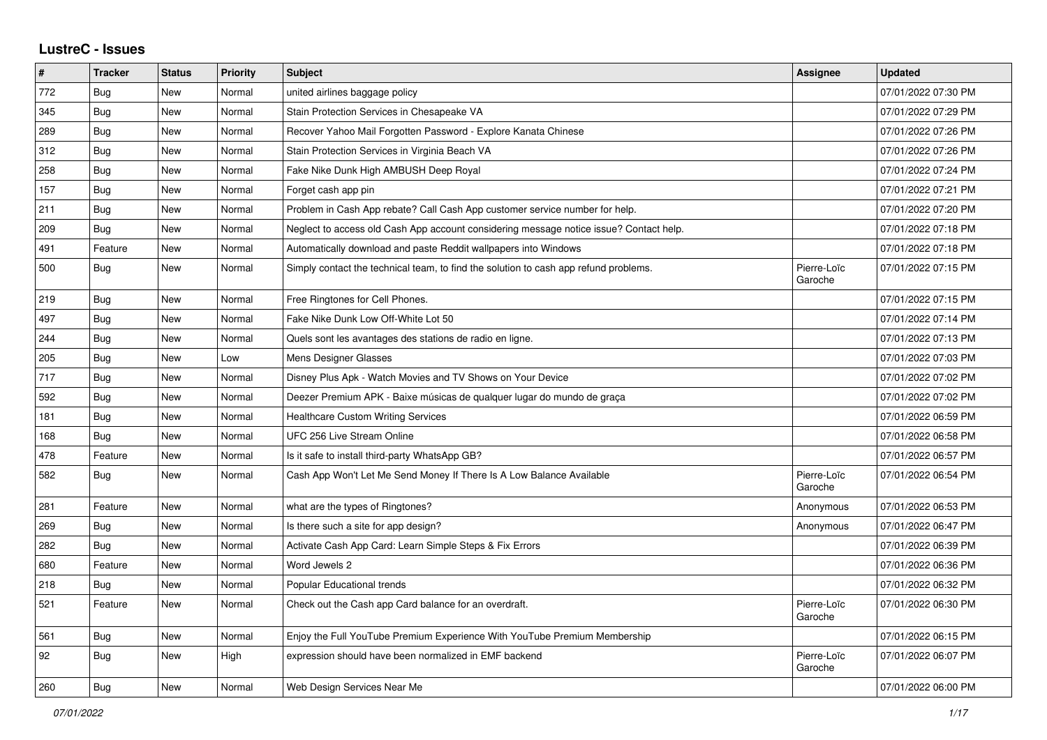## LustreC - Issues

| # | Tracker | Status | Priority | Subject | Assignee | Updated |
|---|---|---|---|---|---|---|
| 772 | Bug | New | Normal | united airlines baggage policy | | 07/01/2022 07:30 PM |
| 345 | Bug | New | Normal | Stain Protection Services in Chesapeake VA | | 07/01/2022 07:29 PM |
| 289 | Bug | New | Normal | Recover Yahoo Mail Forgotten Password - Explore Kanata Chinese | | 07/01/2022 07:26 PM |
| 312 | Bug | New | Normal | Stain Protection Services in Virginia Beach VA | | 07/01/2022 07:26 PM |
| 258 | Bug | New | Normal | Fake Nike Dunk High AMBUSH Deep Royal | | 07/01/2022 07:24 PM |
| 157 | Bug | New | Normal | Forget cash app pin | | 07/01/2022 07:21 PM |
| 211 | Bug | New | Normal | Problem in Cash App rebate? Call Cash App customer service number for help. | | 07/01/2022 07:20 PM |
| 209 | Bug | New | Normal | Neglect to access old Cash App account considering message notice issue? Contact help. | | 07/01/2022 07:18 PM |
| 491 | Feature | New | Normal | Automatically download and paste Reddit wallpapers into Windows | | 07/01/2022 07:18 PM |
| 500 | Bug | New | Normal | Simply contact the technical team, to find the solution to cash app refund problems. | Pierre-Loïc Garoche | 07/01/2022 07:15 PM |
| 219 | Bug | New | Normal | Free Ringtones for Cell Phones. | | 07/01/2022 07:15 PM |
| 497 | Bug | New | Normal | Fake Nike Dunk Low Off-White Lot 50 | | 07/01/2022 07:14 PM |
| 244 | Bug | New | Normal | Quels sont les avantages des stations de radio en ligne. | | 07/01/2022 07:13 PM |
| 205 | Bug | New | Low | Mens Designer Glasses | | 07/01/2022 07:03 PM |
| 717 | Bug | New | Normal | Disney Plus Apk - Watch Movies and TV Shows on Your Device | | 07/01/2022 07:02 PM |
| 592 | Bug | New | Normal | Deezer Premium APK - Baixe músicas de qualquer lugar do mundo de graça | | 07/01/2022 07:02 PM |
| 181 | Bug | New | Normal | Healthcare Custom Writing Services | | 07/01/2022 06:59 PM |
| 168 | Bug | New | Normal | UFC 256 Live Stream Online | | 07/01/2022 06:58 PM |
| 478 | Feature | New | Normal | Is it safe to install third-party WhatsApp GB? | | 07/01/2022 06:57 PM |
| 582 | Bug | New | Normal | Cash App Won't Let Me Send Money If There Is A Low Balance Available | Pierre-Loïc Garoche | 07/01/2022 06:54 PM |
| 281 | Feature | New | Normal | what are the types of Ringtones? | Anonymous | 07/01/2022 06:53 PM |
| 269 | Bug | New | Normal | Is there such a site for app design? | Anonymous | 07/01/2022 06:47 PM |
| 282 | Bug | New | Normal | Activate Cash App Card: Learn Simple Steps & Fix Errors | | 07/01/2022 06:39 PM |
| 680 | Feature | New | Normal | Word Jewels 2 | | 07/01/2022 06:36 PM |
| 218 | Bug | New | Normal | Popular Educational trends | | 07/01/2022 06:32 PM |
| 521 | Feature | New | Normal | Check out the Cash app Card balance for an overdraft. | Pierre-Loïc Garoche | 07/01/2022 06:30 PM |
| 561 | Bug | New | Normal | Enjoy the Full YouTube Premium Experience With YouTube Premium Membership | | 07/01/2022 06:15 PM |
| 92 | Bug | New | High | expression should have been normalized in EMF backend | Pierre-Loïc Garoche | 07/01/2022 06:07 PM |
| 260 | Bug | New | Normal | Web Design Services Near Me | | 07/01/2022 06:00 PM |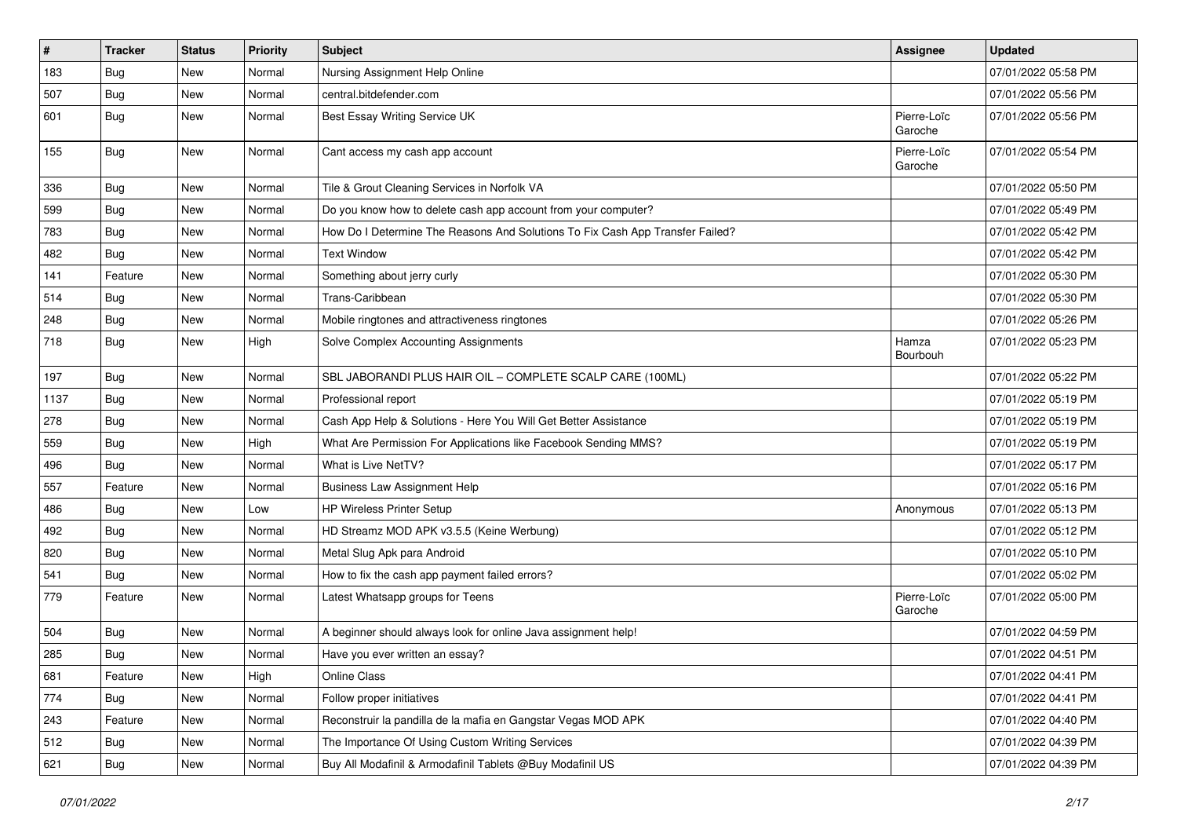| # | Tracker | Status | Priority | Subject | Assignee | Updated |
|---|---|---|---|---|---|---|
| 183 | Bug | New | Normal | Nursing Assignment Help Online | | 07/01/2022 05:58 PM |
| 507 | Bug | New | Normal | central.bitdefender.com | | 07/01/2022 05:56 PM |
| 601 | Bug | New | Normal | Best Essay Writing Service UK | Pierre-Loïc Garoche | 07/01/2022 05:56 PM |
| 155 | Bug | New | Normal | Cant access my cash app account | Pierre-Loïc Garoche | 07/01/2022 05:54 PM |
| 336 | Bug | New | Normal | Tile & Grout Cleaning Services in Norfolk VA | | 07/01/2022 05:50 PM |
| 599 | Bug | New | Normal | Do you know how to delete cash app account from your computer? | | 07/01/2022 05:49 PM |
| 783 | Bug | New | Normal | How Do I Determine The Reasons And Solutions To Fix Cash App Transfer Failed? | | 07/01/2022 05:42 PM |
| 482 | Bug | New | Normal | Text Window | | 07/01/2022 05:42 PM |
| 141 | Feature | New | Normal | Something about jerry curly | | 07/01/2022 05:30 PM |
| 514 | Bug | New | Normal | Trans-Caribbean | | 07/01/2022 05:30 PM |
| 248 | Bug | New | Normal | Mobile ringtones and attractiveness ringtones | | 07/01/2022 05:26 PM |
| 718 | Bug | New | High | Solve Complex Accounting Assignments | Hamza Bourbouh | 07/01/2022 05:23 PM |
| 197 | Bug | New | Normal | SBL JABORANDI PLUS HAIR OIL – COMPLETE SCALP CARE (100ML) | | 07/01/2022 05:22 PM |
| 1137 | Bug | New | Normal | Professional report | | 07/01/2022 05:19 PM |
| 278 | Bug | New | Normal | Cash App Help & Solutions - Here You Will Get Better Assistance | | 07/01/2022 05:19 PM |
| 559 | Bug | New | High | What Are Permission For Applications like Facebook Sending MMS? | | 07/01/2022 05:19 PM |
| 496 | Bug | New | Normal | What is Live NetTV? | | 07/01/2022 05:17 PM |
| 557 | Feature | New | Normal | Business Law Assignment Help | | 07/01/2022 05:16 PM |
| 486 | Bug | New | Low | HP Wireless Printer Setup | Anonymous | 07/01/2022 05:13 PM |
| 492 | Bug | New | Normal | HD Streamz MOD APK v3.5.5 (Keine Werbung) | | 07/01/2022 05:12 PM |
| 820 | Bug | New | Normal | Metal Slug Apk para Android | | 07/01/2022 05:10 PM |
| 541 | Bug | New | Normal | How to fix the cash app payment failed errors? | | 07/01/2022 05:02 PM |
| 779 | Feature | New | Normal | Latest Whatsapp groups for Teens | Pierre-Loïc Garoche | 07/01/2022 05:00 PM |
| 504 | Bug | New | Normal | A beginner should always look for online Java assignment help! | | 07/01/2022 04:59 PM |
| 285 | Bug | New | Normal | Have you ever written an essay? | | 07/01/2022 04:51 PM |
| 681 | Feature | New | High | Online Class | | 07/01/2022 04:41 PM |
| 774 | Bug | New | Normal | Follow proper initiatives | | 07/01/2022 04:41 PM |
| 243 | Feature | New | Normal | Reconstruir la pandilla de la mafia en Gangstar Vegas MOD APK | | 07/01/2022 04:40 PM |
| 512 | Bug | New | Normal | The Importance Of Using Custom Writing Services | | 07/01/2022 04:39 PM |
| 621 | Bug | New | Normal | Buy All Modafinil & Armodafinil Tablets @Buy Modafinil US | | 07/01/2022 04:39 PM |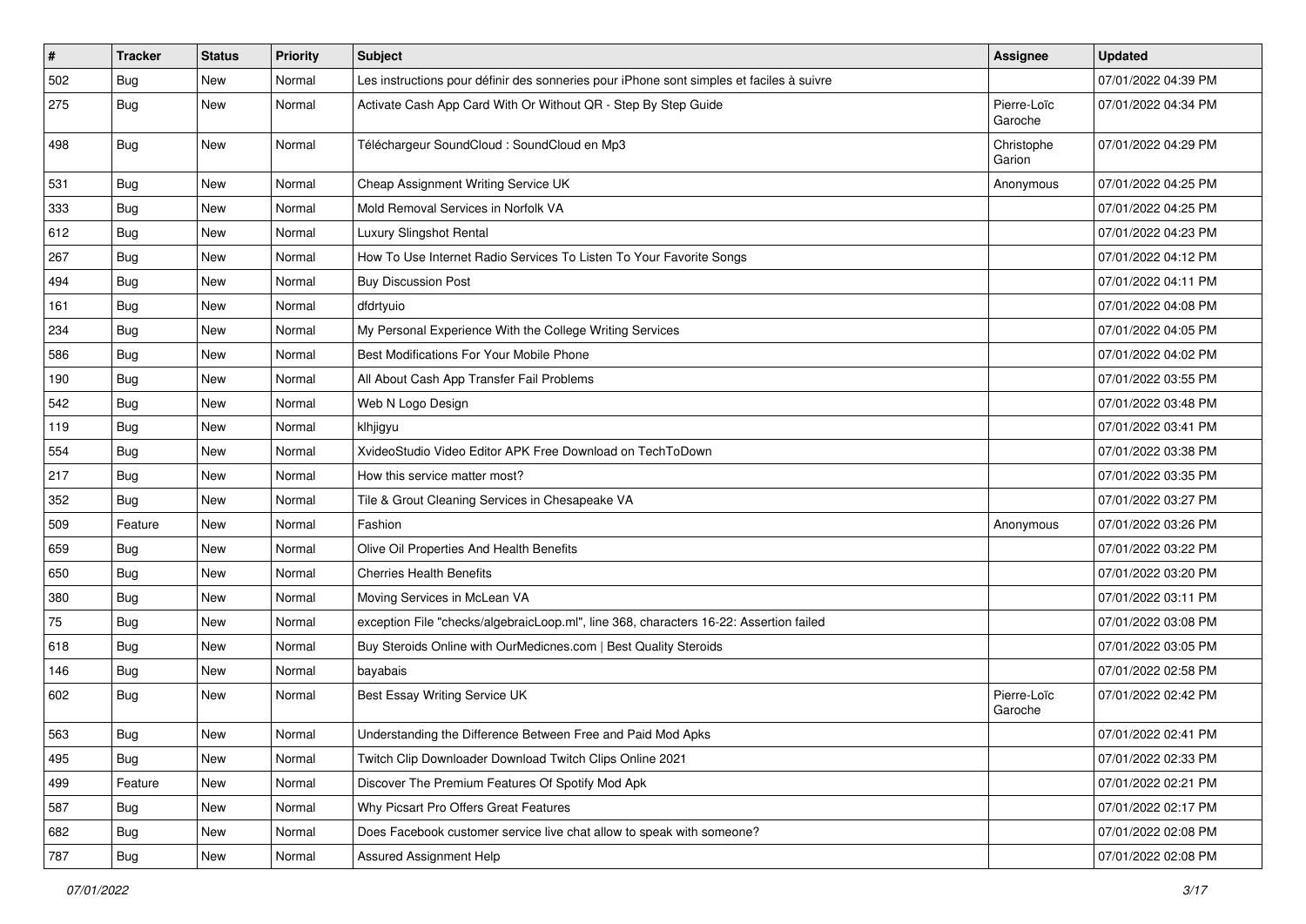| # | Tracker | Status | Priority | Subject | Assignee | Updated |
|---|---|---|---|---|---|---|
| 502 | Bug | New | Normal | Les instructions pour définir des sonneries pour iPhone sont simples et faciles à suivre | | 07/01/2022 04:39 PM |
| 275 | Bug | New | Normal | Activate Cash App Card With Or Without QR - Step By Step Guide | Pierre-Loïc Garoche | 07/01/2022 04:34 PM |
| 498 | Bug | New | Normal | Téléchargeur SoundCloud : SoundCloud en Mp3 | Christophe Garion | 07/01/2022 04:29 PM |
| 531 | Bug | New | Normal | Cheap Assignment Writing Service UK | Anonymous | 07/01/2022 04:25 PM |
| 333 | Bug | New | Normal | Mold Removal Services in Norfolk VA | | 07/01/2022 04:25 PM |
| 612 | Bug | New | Normal | Luxury Slingshot Rental | | 07/01/2022 04:23 PM |
| 267 | Bug | New | Normal | How To Use Internet Radio Services To Listen To Your Favorite Songs | | 07/01/2022 04:12 PM |
| 494 | Bug | New | Normal | Buy Discussion Post | | 07/01/2022 04:11 PM |
| 161 | Bug | New | Normal | dfdrtyuio | | 07/01/2022 04:08 PM |
| 234 | Bug | New | Normal | My Personal Experience With the College Writing Services | | 07/01/2022 04:05 PM |
| 586 | Bug | New | Normal | Best Modifications For Your Mobile Phone | | 07/01/2022 04:02 PM |
| 190 | Bug | New | Normal | All About Cash App Transfer Fail Problems | | 07/01/2022 03:55 PM |
| 542 | Bug | New | Normal | Web N Logo Design | | 07/01/2022 03:48 PM |
| 119 | Bug | New | Normal | klhjigyu | | 07/01/2022 03:41 PM |
| 554 | Bug | New | Normal | XvideoStudio Video Editor APK Free Download on TechToDown | | 07/01/2022 03:38 PM |
| 217 | Bug | New | Normal | How this service matter most? | | 07/01/2022 03:35 PM |
| 352 | Bug | New | Normal | Tile & Grout Cleaning Services in Chesapeake VA | | 07/01/2022 03:27 PM |
| 509 | Feature | New | Normal | Fashion | Anonymous | 07/01/2022 03:26 PM |
| 659 | Bug | New | Normal | Olive Oil Properties And Health Benefits | | 07/01/2022 03:22 PM |
| 650 | Bug | New | Normal | Cherries Health Benefits | | 07/01/2022 03:20 PM |
| 380 | Bug | New | Normal | Moving Services in McLean VA | | 07/01/2022 03:11 PM |
| 75 | Bug | New | Normal | exception File "checks/algebraicLoop.ml", line 368, characters 16-22: Assertion failed | | 07/01/2022 03:08 PM |
| 618 | Bug | New | Normal | Buy Steroids Online with OurMedicnes.com \| Best Quality Steroids | | 07/01/2022 03:05 PM |
| 146 | Bug | New | Normal | bayabais | | 07/01/2022 02:58 PM |
| 602 | Bug | New | Normal | Best Essay Writing Service UK | Pierre-Loïc Garoche | 07/01/2022 02:42 PM |
| 563 | Bug | New | Normal | Understanding the Difference Between Free and Paid Mod Apks | | 07/01/2022 02:41 PM |
| 495 | Bug | New | Normal | Twitch Clip Downloader Download Twitch Clips Online 2021 | | 07/01/2022 02:33 PM |
| 499 | Feature | New | Normal | Discover The Premium Features Of Spotify Mod Apk | | 07/01/2022 02:21 PM |
| 587 | Bug | New | Normal | Why Picsart Pro Offers Great Features | | 07/01/2022 02:17 PM |
| 682 | Bug | New | Normal | Does Facebook customer service live chat allow to speak with someone? | | 07/01/2022 02:08 PM |
| 787 | Bug | New | Normal | Assured Assignment Help | | 07/01/2022 02:08 PM |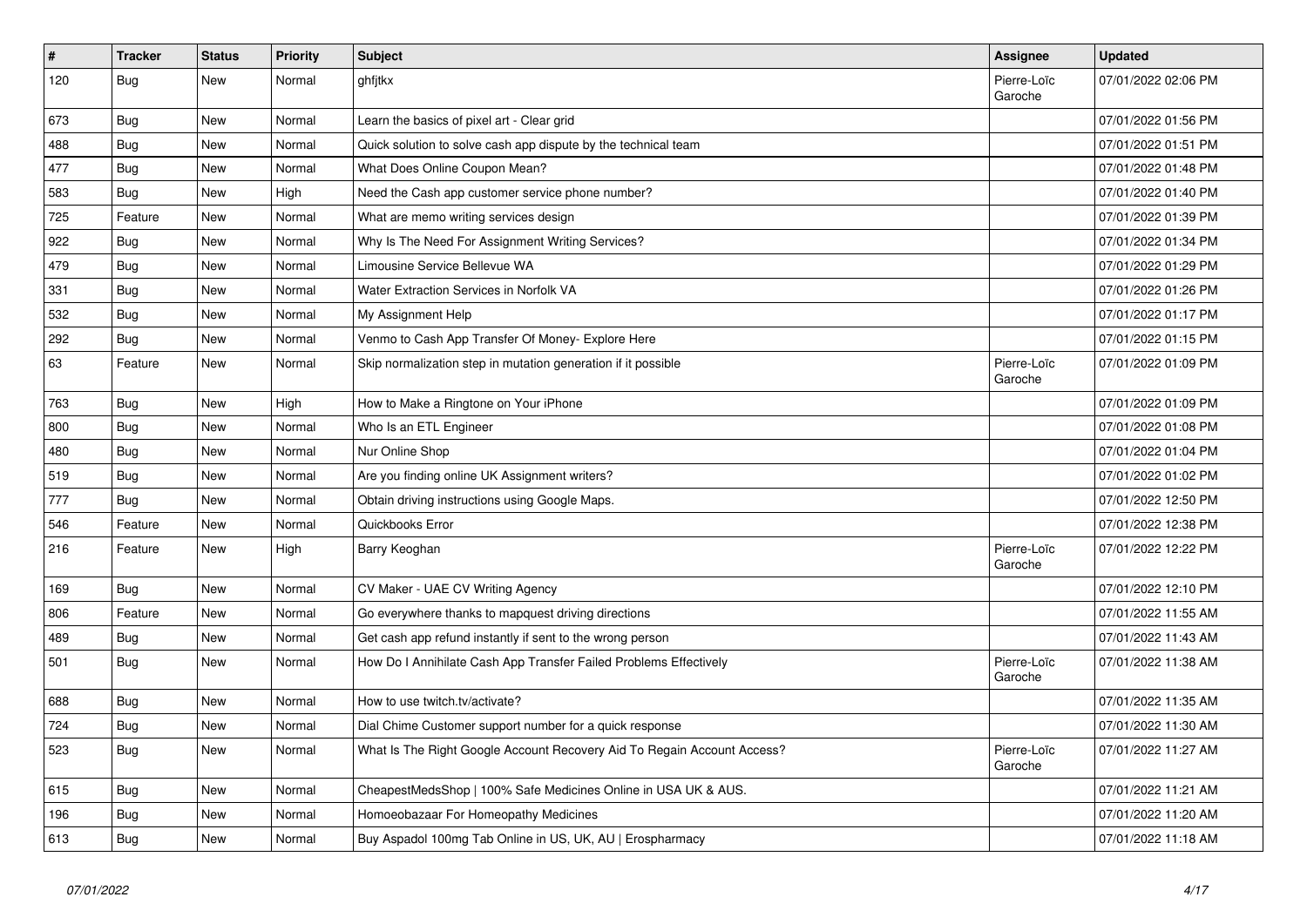| # | Tracker | Status | Priority | Subject | Assignee | Updated |
|---|---|---|---|---|---|---|
| 120 | Bug | New | Normal | ghfjtkx | Pierre-Loïc Garoche | 07/01/2022 02:06 PM |
| 673 | Bug | New | Normal | Learn the basics of pixel art - Clear grid | | 07/01/2022 01:56 PM |
| 488 | Bug | New | Normal | Quick solution to solve cash app dispute by the technical team | | 07/01/2022 01:51 PM |
| 477 | Bug | New | Normal | What Does Online Coupon Mean? | | 07/01/2022 01:48 PM |
| 583 | Bug | New | High | Need the Cash app customer service phone number? | | 07/01/2022 01:40 PM |
| 725 | Feature | New | Normal | What are memo writing services design | | 07/01/2022 01:39 PM |
| 922 | Bug | New | Normal | Why Is The Need For Assignment Writing Services? | | 07/01/2022 01:34 PM |
| 479 | Bug | New | Normal | Limousine Service Bellevue WA | | 07/01/2022 01:29 PM |
| 331 | Bug | New | Normal | Water Extraction Services in Norfolk VA | | 07/01/2022 01:26 PM |
| 532 | Bug | New | Normal | My Assignment Help | | 07/01/2022 01:17 PM |
| 292 | Bug | New | Normal | Venmo to Cash App Transfer Of Money- Explore Here | | 07/01/2022 01:15 PM |
| 63 | Feature | New | Normal | Skip normalization step in mutation generation if it possible | Pierre-Loïc Garoche | 07/01/2022 01:09 PM |
| 763 | Bug | New | High | How to Make a Ringtone on Your iPhone | | 07/01/2022 01:09 PM |
| 800 | Bug | New | Normal | Who Is an ETL Engineer | | 07/01/2022 01:08 PM |
| 480 | Bug | New | Normal | Nur Online Shop | | 07/01/2022 01:04 PM |
| 519 | Bug | New | Normal | Are you finding online UK Assignment writers? | | 07/01/2022 01:02 PM |
| 777 | Bug | New | Normal | Obtain driving instructions using Google Maps. | | 07/01/2022 12:50 PM |
| 546 | Feature | New | Normal | Quickbooks Error | | 07/01/2022 12:38 PM |
| 216 | Feature | New | High | Barry Keoghan | Pierre-Loïc Garoche | 07/01/2022 12:22 PM |
| 169 | Bug | New | Normal | CV Maker - UAE CV Writing Agency | | 07/01/2022 12:10 PM |
| 806 | Feature | New | Normal | Go everywhere thanks to mapquest driving directions | | 07/01/2022 11:55 AM |
| 489 | Bug | New | Normal | Get cash app refund instantly if sent to the wrong person | | 07/01/2022 11:43 AM |
| 501 | Bug | New | Normal | How Do I Annihilate Cash App Transfer Failed Problems Effectively | Pierre-Loïc Garoche | 07/01/2022 11:38 AM |
| 688 | Bug | New | Normal | How to use twitch.tv/activate? | | 07/01/2022 11:35 AM |
| 724 | Bug | New | Normal | Dial Chime Customer support number for a quick response | | 07/01/2022 11:30 AM |
| 523 | Bug | New | Normal | What Is The Right Google Account Recovery Aid To Regain Account Access? | Pierre-Loïc Garoche | 07/01/2022 11:27 AM |
| 615 | Bug | New | Normal | CheapestMedsShop \| 100% Safe Medicines Online in USA UK & AUS. | | 07/01/2022 11:21 AM |
| 196 | Bug | New | Normal | Homoeobazaar For Homeopathy Medicines | | 07/01/2022 11:20 AM |
| 613 | Bug | New | Normal | Buy Aspadol 100mg Tab Online in US, UK, AU \| Erospharmacy | | 07/01/2022 11:18 AM |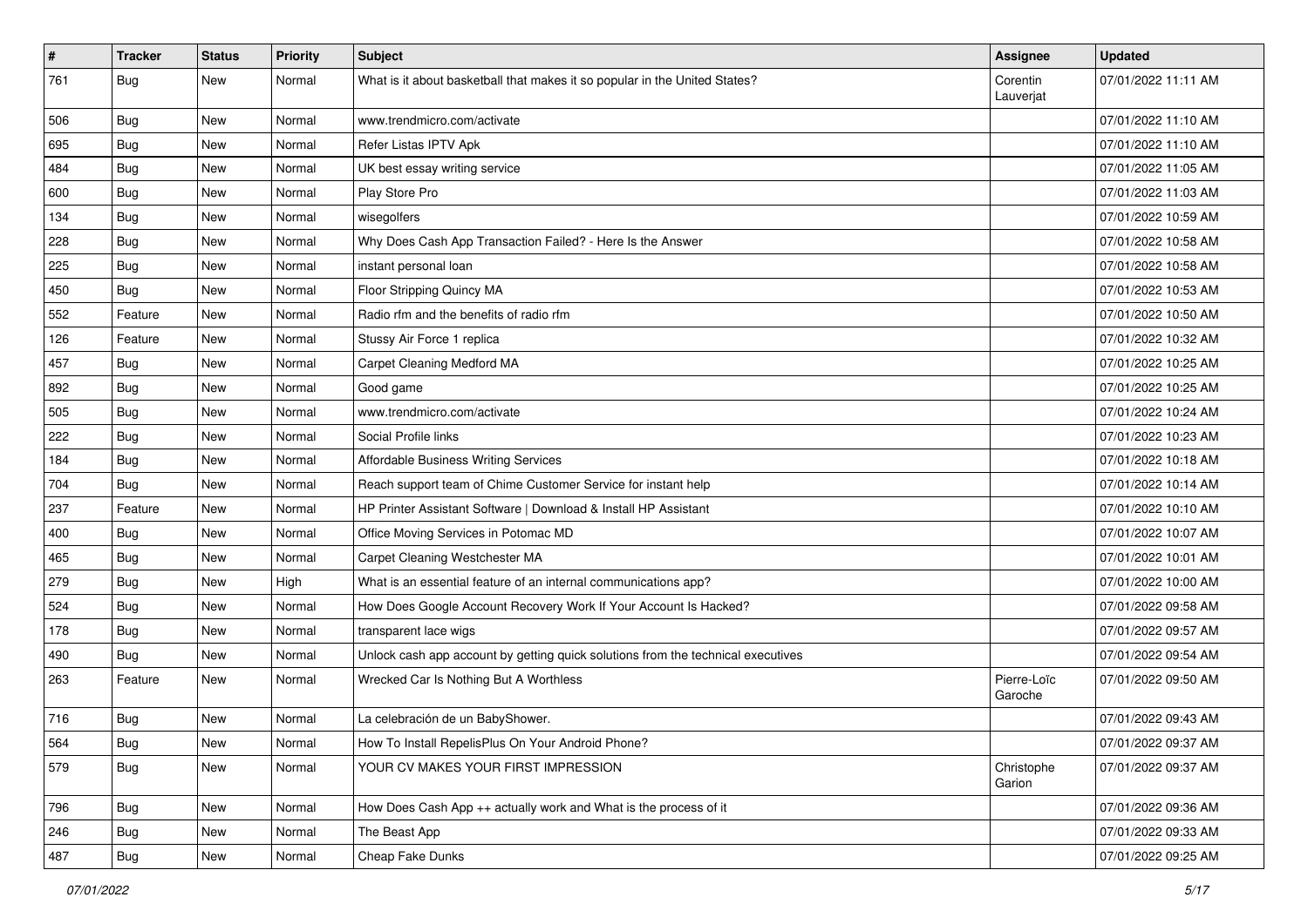| # | Tracker | Status | Priority | Subject | Assignee | Updated |
|---|---|---|---|---|---|---|
| 761 | Bug | New | Normal | What is it about basketball that makes it so popular in the United States? | Corentin Lauverjat | 07/01/2022 11:11 AM |
| 506 | Bug | New | Normal | www.trendmicro.com/activate | | 07/01/2022 11:10 AM |
| 695 | Bug | New | Normal | Refer Listas IPTV Apk | | 07/01/2022 11:10 AM |
| 484 | Bug | New | Normal | UK best essay writing service | | 07/01/2022 11:05 AM |
| 600 | Bug | New | Normal | Play Store Pro | | 07/01/2022 11:03 AM |
| 134 | Bug | New | Normal | wisegolfers | | 07/01/2022 10:59 AM |
| 228 | Bug | New | Normal | Why Does Cash App Transaction Failed? - Here Is the Answer | | 07/01/2022 10:58 AM |
| 225 | Bug | New | Normal | instant personal loan | | 07/01/2022 10:58 AM |
| 450 | Bug | New | Normal | Floor Stripping Quincy MA | | 07/01/2022 10:53 AM |
| 552 | Feature | New | Normal | Radio rfm and the benefits of radio rfm | | 07/01/2022 10:50 AM |
| 126 | Feature | New | Normal | Stussy Air Force 1 replica | | 07/01/2022 10:32 AM |
| 457 | Bug | New | Normal | Carpet Cleaning Medford MA | | 07/01/2022 10:25 AM |
| 892 | Bug | New | Normal | Good game | | 07/01/2022 10:25 AM |
| 505 | Bug | New | Normal | www.trendmicro.com/activate | | 07/01/2022 10:24 AM |
| 222 | Bug | New | Normal | Social Profile links | | 07/01/2022 10:23 AM |
| 184 | Bug | New | Normal | Affordable Business Writing Services | | 07/01/2022 10:18 AM |
| 704 | Bug | New | Normal | Reach support team of Chime Customer Service for instant help | | 07/01/2022 10:14 AM |
| 237 | Feature | New | Normal | HP Printer Assistant Software \| Download & Install HP Assistant | | 07/01/2022 10:10 AM |
| 400 | Bug | New | Normal | Office Moving Services in Potomac MD | | 07/01/2022 10:07 AM |
| 465 | Bug | New | Normal | Carpet Cleaning Westchester MA | | 07/01/2022 10:01 AM |
| 279 | Bug | New | High | What is an essential feature of an internal communications app? | | 07/01/2022 10:00 AM |
| 524 | Bug | New | Normal | How Does Google Account Recovery Work If Your Account Is Hacked? | | 07/01/2022 09:58 AM |
| 178 | Bug | New | Normal | transparent lace wigs | | 07/01/2022 09:57 AM |
| 490 | Bug | New | Normal | Unlock cash app account by getting quick solutions from the technical executives | | 07/01/2022 09:54 AM |
| 263 | Feature | New | Normal | Wrecked Car Is Nothing But A Worthless | Pierre-Loïc Garoche | 07/01/2022 09:50 AM |
| 716 | Bug | New | Normal | La celebración de un BabyShower. | | 07/01/2022 09:43 AM |
| 564 | Bug | New | Normal | How To Install RepelisPlus On Your Android Phone? | | 07/01/2022 09:37 AM |
| 579 | Bug | New | Normal | YOUR CV MAKES YOUR FIRST IMPRESSION | Christophe Garion | 07/01/2022 09:37 AM |
| 796 | Bug | New | Normal | How Does Cash App ++ actually work and What is the process of it | | 07/01/2022 09:36 AM |
| 246 | Bug | New | Normal | The Beast App | | 07/01/2022 09:33 AM |
| 487 | Bug | New | Normal | Cheap Fake Dunks | | 07/01/2022 09:25 AM |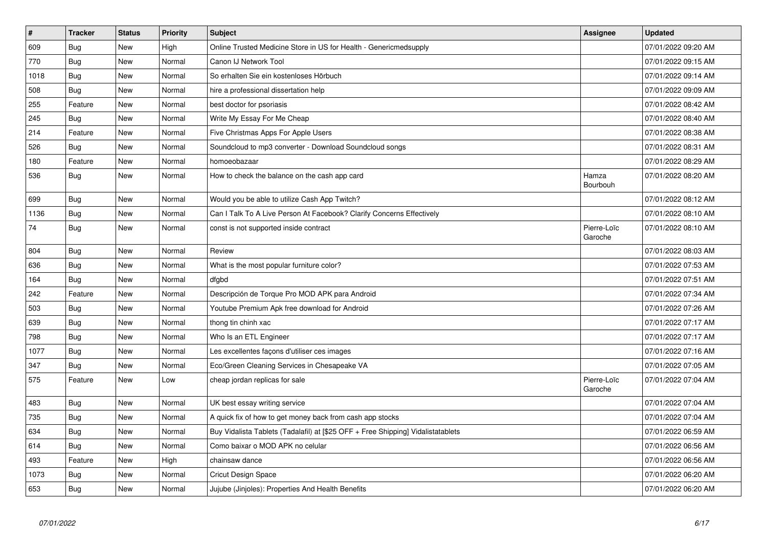| # | Tracker | Status | Priority | Subject | Assignee | Updated |
|---|---|---|---|---|---|---|
| 609 | Bug | New | High | Online Trusted Medicine Store in US for Health - Genericmedsupply | | 07/01/2022 09:20 AM |
| 770 | Bug | New | Normal | Canon IJ Network Tool | | 07/01/2022 09:15 AM |
| 1018 | Bug | New | Normal | So erhalten Sie ein kostenloses Hörbuch | | 07/01/2022 09:14 AM |
| 508 | Bug | New | Normal | hire a professional dissertation help | | 07/01/2022 09:09 AM |
| 255 | Feature | New | Normal | best doctor for psoriasis | | 07/01/2022 08:42 AM |
| 245 | Bug | New | Normal | Write My Essay For Me Cheap | | 07/01/2022 08:40 AM |
| 214 | Feature | New | Normal | Five Christmas Apps For Apple Users | | 07/01/2022 08:38 AM |
| 526 | Bug | New | Normal | Soundcloud to mp3 converter - Download Soundcloud songs | | 07/01/2022 08:31 AM |
| 180 | Feature | New | Normal | homoeobazaar | | 07/01/2022 08:29 AM |
| 536 | Bug | New | Normal | How to check the balance on the cash app card | Hamza Bourbouh | 07/01/2022 08:20 AM |
| 699 | Bug | New | Normal | Would you be able to utilize Cash App Twitch? | | 07/01/2022 08:12 AM |
| 1136 | Bug | New | Normal | Can I Talk To A Live Person At Facebook? Clarify Concerns Effectively | | 07/01/2022 08:10 AM |
| 74 | Bug | New | Normal | const is not supported inside contract | Pierre-Loïc Garoche | 07/01/2022 08:10 AM |
| 804 | Bug | New | Normal | Review | | 07/01/2022 08:03 AM |
| 636 | Bug | New | Normal | What is the most popular furniture color? | | 07/01/2022 07:53 AM |
| 164 | Bug | New | Normal | dfgbd | | 07/01/2022 07:51 AM |
| 242 | Feature | New | Normal | Descripción de Torque Pro MOD APK para Android | | 07/01/2022 07:34 AM |
| 503 | Bug | New | Normal | Youtube Premium Apk free download for Android | | 07/01/2022 07:26 AM |
| 639 | Bug | New | Normal | thong tin chinh xac | | 07/01/2022 07:17 AM |
| 798 | Bug | New | Normal | Who Is an ETL Engineer | | 07/01/2022 07:17 AM |
| 1077 | Bug | New | Normal | Les excellentes façons d'utiliser ces images | | 07/01/2022 07:16 AM |
| 347 | Bug | New | Normal | Eco/Green Cleaning Services in Chesapeake VA | | 07/01/2022 07:05 AM |
| 575 | Feature | New | Low | cheap jordan replicas for sale | Pierre-Loïc Garoche | 07/01/2022 07:04 AM |
| 483 | Bug | New | Normal | UK best essay writing service | | 07/01/2022 07:04 AM |
| 735 | Bug | New | Normal | A quick fix of how to get money back from cash app stocks | | 07/01/2022 07:04 AM |
| 634 | Bug | New | Normal | Buy Vidalista Tablets (Tadalafil) at [$25 OFF + Free Shipping] Vidalistatablets | | 07/01/2022 06:59 AM |
| 614 | Bug | New | Normal | Como baixar o MOD APK no celular | | 07/01/2022 06:56 AM |
| 493 | Feature | New | High | chainsaw dance | | 07/01/2022 06:56 AM |
| 1073 | Bug | New | Normal | Cricut Design Space | | 07/01/2022 06:20 AM |
| 653 | Bug | New | Normal | Jujube (Jinjoles): Properties And Health Benefits | | 07/01/2022 06:20 AM |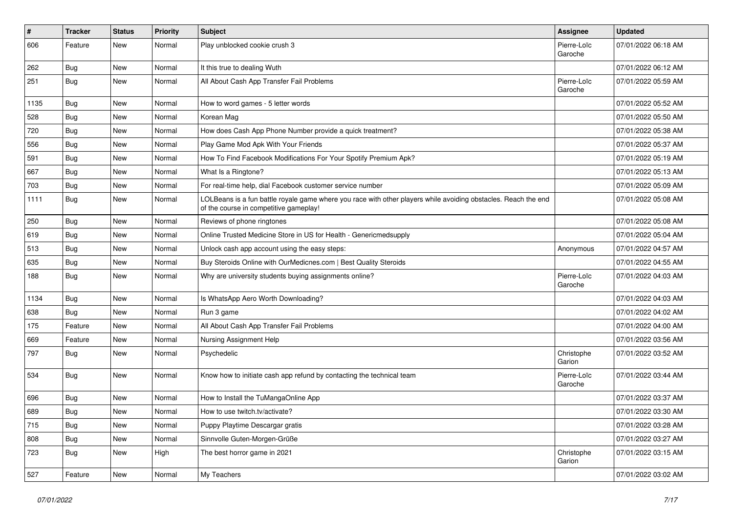| # | Tracker | Status | Priority | Subject | Assignee | Updated |
|---|---|---|---|---|---|---|
| 606 | Feature | New | Normal | Play unblocked cookie crush 3 | Pierre-Loïc Garoche | 07/01/2022 06:18 AM |
| 262 | Bug | New | Normal | It this true to dealing Wuth | | 07/01/2022 06:12 AM |
| 251 | Bug | New | Normal | All About Cash App Transfer Fail Problems | Pierre-Loïc Garoche | 07/01/2022 05:59 AM |
| 1135 | Bug | New | Normal | How to word games - 5 letter words | | 07/01/2022 05:52 AM |
| 528 | Bug | New | Normal | Korean Mag | | 07/01/2022 05:50 AM |
| 720 | Bug | New | Normal | How does Cash App Phone Number provide a quick treatment? | | 07/01/2022 05:38 AM |
| 556 | Bug | New | Normal | Play Game Mod Apk With Your Friends | | 07/01/2022 05:37 AM |
| 591 | Bug | New | Normal | How To Find Facebook Modifications For Your Spotify Premium Apk? | | 07/01/2022 05:19 AM |
| 667 | Bug | New | Normal | What Is a Ringtone? | | 07/01/2022 05:13 AM |
| 703 | Bug | New | Normal | For real-time help, dial Facebook customer service number | | 07/01/2022 05:09 AM |
| 1111 | Bug | New | Normal | LOLBeans is a fun battle royale game where you race with other players while avoiding obstacles. Reach the end of the course in competitive gameplay! | | 07/01/2022 05:08 AM |
| 250 | Bug | New | Normal | Reviews of phone ringtones | | 07/01/2022 05:08 AM |
| 619 | Bug | New | Normal | Online Trusted Medicine Store in US for Health - Genericmedsupply | | 07/01/2022 05:04 AM |
| 513 | Bug | New | Normal | Unlock cash app account using the easy steps: | Anonymous | 07/01/2022 04:57 AM |
| 635 | Bug | New | Normal | Buy Steroids Online with OurMedicnes.com \| Best Quality Steroids | | 07/01/2022 04:55 AM |
| 188 | Bug | New | Normal | Why are university students buying assignments online? | Pierre-Loïc Garoche | 07/01/2022 04:03 AM |
| 1134 | Bug | New | Normal | Is WhatsApp Aero Worth Downloading? | | 07/01/2022 04:03 AM |
| 638 | Bug | New | Normal | Run 3 game | | 07/01/2022 04:02 AM |
| 175 | Feature | New | Normal | All About Cash App Transfer Fail Problems | | 07/01/2022 04:00 AM |
| 669 | Feature | New | Normal | Nursing Assignment Help | | 07/01/2022 03:56 AM |
| 797 | Bug | New | Normal | Psychedelic | Christophe Garion | 07/01/2022 03:52 AM |
| 534 | Bug | New | Normal | Know how to initiate cash app refund by contacting the technical team | Pierre-Loïc Garoche | 07/01/2022 03:44 AM |
| 696 | Bug | New | Normal | How to Install the TuMangaOnline App | | 07/01/2022 03:37 AM |
| 689 | Bug | New | Normal | How to use twitch.tv/activate? | | 07/01/2022 03:30 AM |
| 715 | Bug | New | Normal | Puppy Playtime Descargar gratis | | 07/01/2022 03:28 AM |
| 808 | Bug | New | Normal | Sinnvolle Guten-Morgen-Grüße | | 07/01/2022 03:27 AM |
| 723 | Bug | New | High | The best horror game in 2021 | Christophe Garion | 07/01/2022 03:15 AM |
| 527 | Feature | New | Normal | My Teachers | | 07/01/2022 03:02 AM |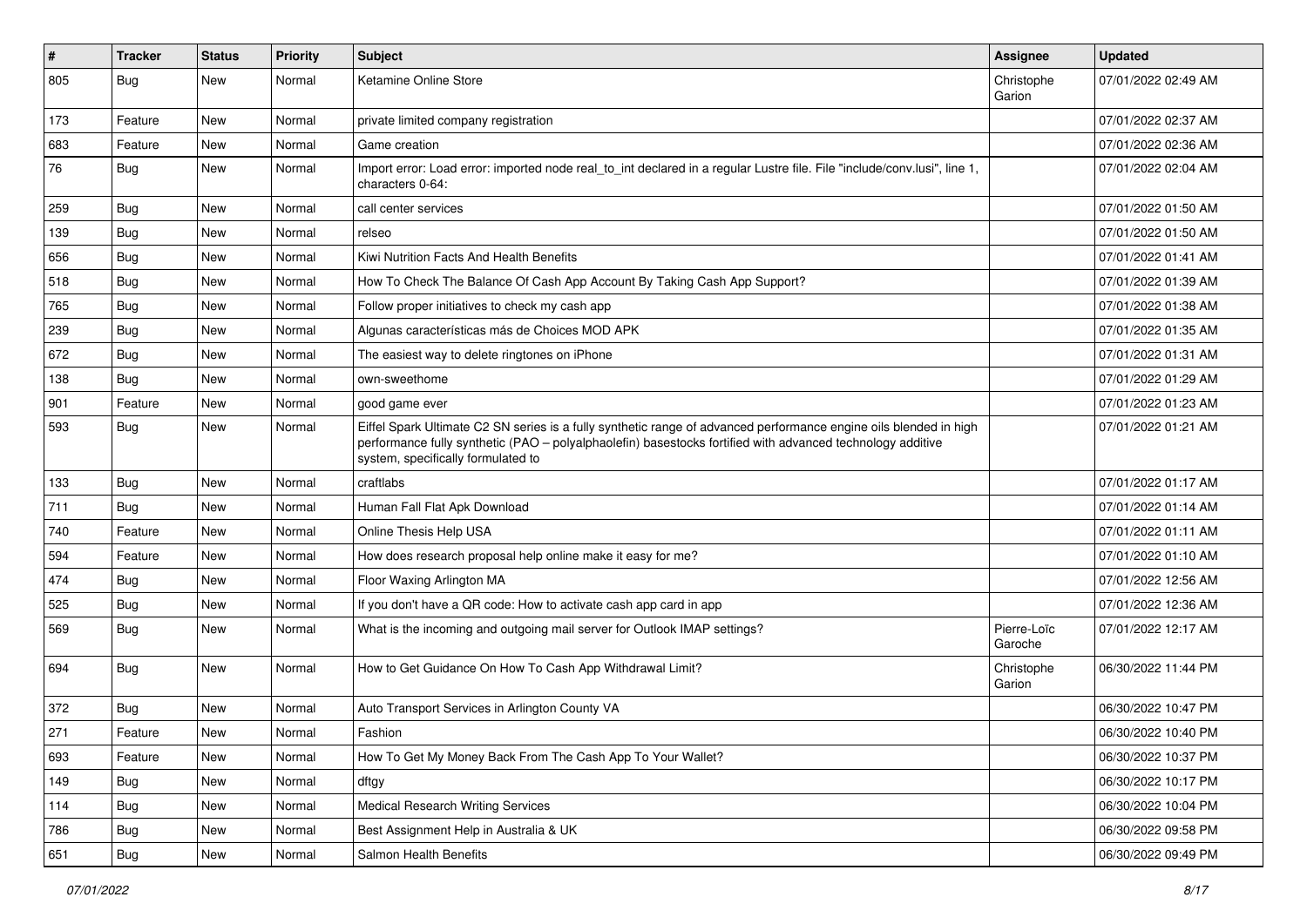| # | Tracker | Status | Priority | Subject | Assignee | Updated |
|---|---|---|---|---|---|---|
| 805 | Bug | New | Normal | Ketamine Online Store | Christophe Garion | 07/01/2022 02:49 AM |
| 173 | Feature | New | Normal | private limited company registration | | 07/01/2022 02:37 AM |
| 683 | Feature | New | Normal | Game creation | | 07/01/2022 02:36 AM |
| 76 | Bug | New | Normal | Import error: Load error: imported node real_to_int declared in a regular Lustre file. File "include/conv.lusi", line 1, characters 0-64: | | 07/01/2022 02:04 AM |
| 259 | Bug | New | Normal | call center services | | 07/01/2022 01:50 AM |
| 139 | Bug | New | Normal | relseo | | 07/01/2022 01:50 AM |
| 656 | Bug | New | Normal | Kiwi Nutrition Facts And Health Benefits | | 07/01/2022 01:41 AM |
| 518 | Bug | New | Normal | How To Check The Balance Of Cash App Account By Taking Cash App Support? | | 07/01/2022 01:39 AM |
| 765 | Bug | New | Normal | Follow proper initiatives to check my cash app | | 07/01/2022 01:38 AM |
| 239 | Bug | New | Normal | Algunas características más de Choices MOD APK | | 07/01/2022 01:35 AM |
| 672 | Bug | New | Normal | The easiest way to delete ringtones on iPhone | | 07/01/2022 01:31 AM |
| 138 | Bug | New | Normal | own-sweethome | | 07/01/2022 01:29 AM |
| 901 | Feature | New | Normal | good game ever | | 07/01/2022 01:23 AM |
| 593 | Bug | New | Normal | Eiffel Spark Ultimate C2 SN series is a fully synthetic range of advanced performance engine oils blended in high performance fully synthetic (PAO – polyalphaolefin) basestocks fortified with advanced technology additive system, specifically formulated to | | 07/01/2022 01:21 AM |
| 133 | Bug | New | Normal | craftlabs | | 07/01/2022 01:17 AM |
| 711 | Bug | New | Normal | Human Fall Flat Apk Download | | 07/01/2022 01:14 AM |
| 740 | Feature | New | Normal | Online Thesis Help USA | | 07/01/2022 01:11 AM |
| 594 | Feature | New | Normal | How does research proposal help online make it easy for me? | | 07/01/2022 01:10 AM |
| 474 | Bug | New | Normal | Floor Waxing Arlington MA | | 07/01/2022 12:56 AM |
| 525 | Bug | New | Normal | If you don't have a QR code: How to activate cash app card in app | | 07/01/2022 12:36 AM |
| 569 | Bug | New | Normal | What is the incoming and outgoing mail server for Outlook IMAP settings? | Pierre-Loïc Garoche | 07/01/2022 12:17 AM |
| 694 | Bug | New | Normal | How to Get Guidance On How To Cash App Withdrawal Limit? | Christophe Garion | 06/30/2022 11:44 PM |
| 372 | Bug | New | Normal | Auto Transport Services in Arlington County VA | | 06/30/2022 10:47 PM |
| 271 | Feature | New | Normal | Fashion | | 06/30/2022 10:40 PM |
| 693 | Feature | New | Normal | How To Get My Money Back From The Cash App To Your Wallet? | | 06/30/2022 10:37 PM |
| 149 | Bug | New | Normal | dftgy | | 06/30/2022 10:17 PM |
| 114 | Bug | New | Normal | Medical Research Writing Services | | 06/30/2022 10:04 PM |
| 786 | Bug | New | Normal | Best Assignment Help in Australia & UK | | 06/30/2022 09:58 PM |
| 651 | Bug | New | Normal | Salmon Health Benefits | | 06/30/2022 09:49 PM |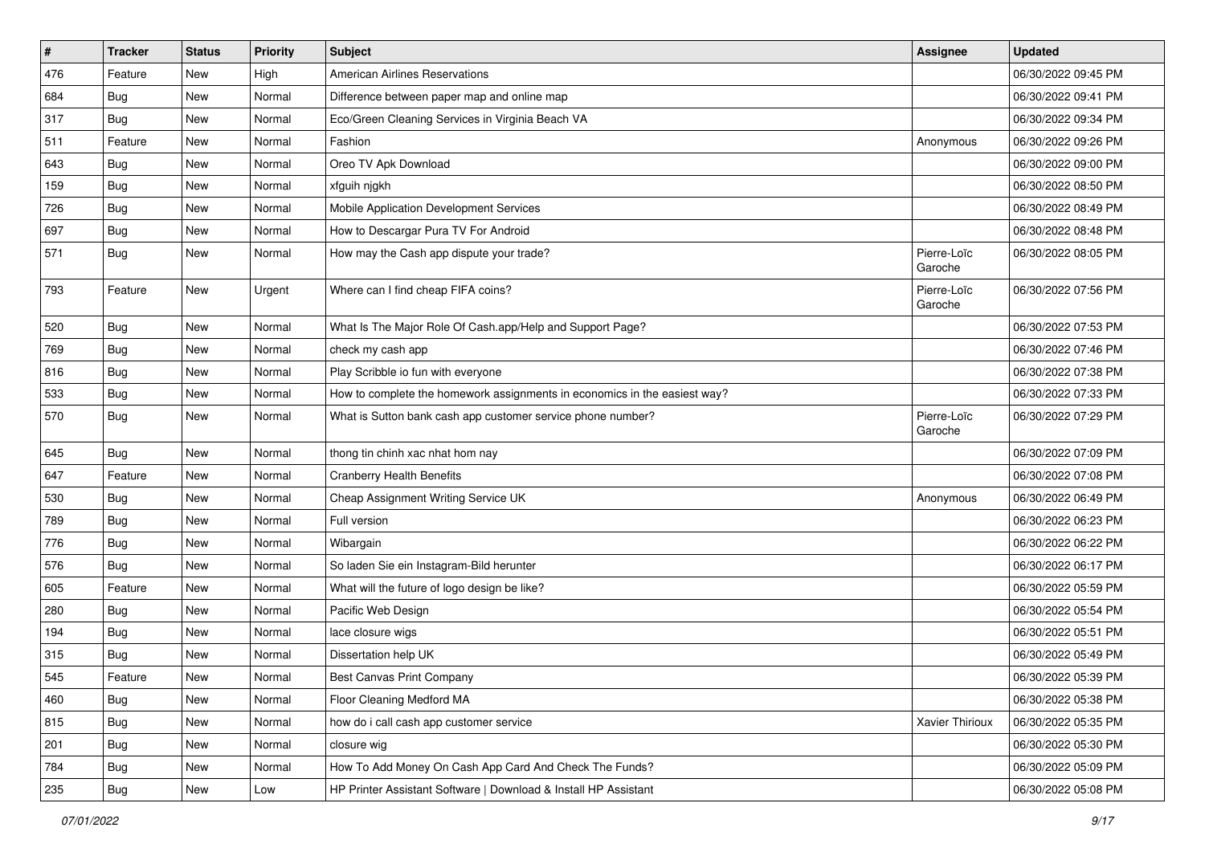| # | Tracker | Status | Priority | Subject | Assignee | Updated |
|---|---|---|---|---|---|---|
| 476 | Feature | New | High | American Airlines Reservations | | 06/30/2022 09:45 PM |
| 684 | Bug | New | Normal | Difference between paper map and online map | | 06/30/2022 09:41 PM |
| 317 | Bug | New | Normal | Eco/Green Cleaning Services in Virginia Beach VA | | 06/30/2022 09:34 PM |
| 511 | Feature | New | Normal | Fashion | Anonymous | 06/30/2022 09:26 PM |
| 643 | Bug | New | Normal | Oreo TV Apk Download | | 06/30/2022 09:00 PM |
| 159 | Bug | New | Normal | xfguih njgkh | | 06/30/2022 08:50 PM |
| 726 | Bug | New | Normal | Mobile Application Development Services | | 06/30/2022 08:49 PM |
| 697 | Bug | New | Normal | How to Descargar Pura TV For Android | | 06/30/2022 08:48 PM |
| 571 | Bug | New | Normal | How may the Cash app dispute your trade? | Pierre-Loïc Garoche | 06/30/2022 08:05 PM |
| 793 | Feature | New | Urgent | Where can I find cheap FIFA coins? | Pierre-Loïc Garoche | 06/30/2022 07:56 PM |
| 520 | Bug | New | Normal | What Is The Major Role Of Cash.app/Help and Support Page? | | 06/30/2022 07:53 PM |
| 769 | Bug | New | Normal | check my cash app | | 06/30/2022 07:46 PM |
| 816 | Bug | New | Normal | Play Scribble io fun with everyone | | 06/30/2022 07:38 PM |
| 533 | Bug | New | Normal | How to complete the homework assignments in economics in the easiest way? | | 06/30/2022 07:33 PM |
| 570 | Bug | New | Normal | What is Sutton bank cash app customer service phone number? | Pierre-Loïc Garoche | 06/30/2022 07:29 PM |
| 645 | Bug | New | Normal | thong tin chinh xac nhat hom nay | | 06/30/2022 07:09 PM |
| 647 | Feature | New | Normal | Cranberry Health Benefits | | 06/30/2022 07:08 PM |
| 530 | Bug | New | Normal | Cheap Assignment Writing Service UK | Anonymous | 06/30/2022 06:49 PM |
| 789 | Bug | New | Normal | Full version | | 06/30/2022 06:23 PM |
| 776 | Bug | New | Normal | Wibargain | | 06/30/2022 06:22 PM |
| 576 | Bug | New | Normal | So laden Sie ein Instagram-Bild herunter | | 06/30/2022 06:17 PM |
| 605 | Feature | New | Normal | What will the future of logo design be like? | | 06/30/2022 05:59 PM |
| 280 | Bug | New | Normal | Pacific Web Design | | 06/30/2022 05:54 PM |
| 194 | Bug | New | Normal | lace closure wigs | | 06/30/2022 05:51 PM |
| 315 | Bug | New | Normal | Dissertation help UK | | 06/30/2022 05:49 PM |
| 545 | Feature | New | Normal | Best Canvas Print Company | | 06/30/2022 05:39 PM |
| 460 | Bug | New | Normal | Floor Cleaning Medford MA | | 06/30/2022 05:38 PM |
| 815 | Bug | New | Normal | how do i call cash app customer service | Xavier Thirioux | 06/30/2022 05:35 PM |
| 201 | Bug | New | Normal | closure wig | | 06/30/2022 05:30 PM |
| 784 | Bug | New | Normal | How To Add Money On Cash App Card And Check The Funds? | | 06/30/2022 05:09 PM |
| 235 | Bug | New | Low | HP Printer Assistant Software \| Download & Install HP Assistant | | 06/30/2022 05:08 PM |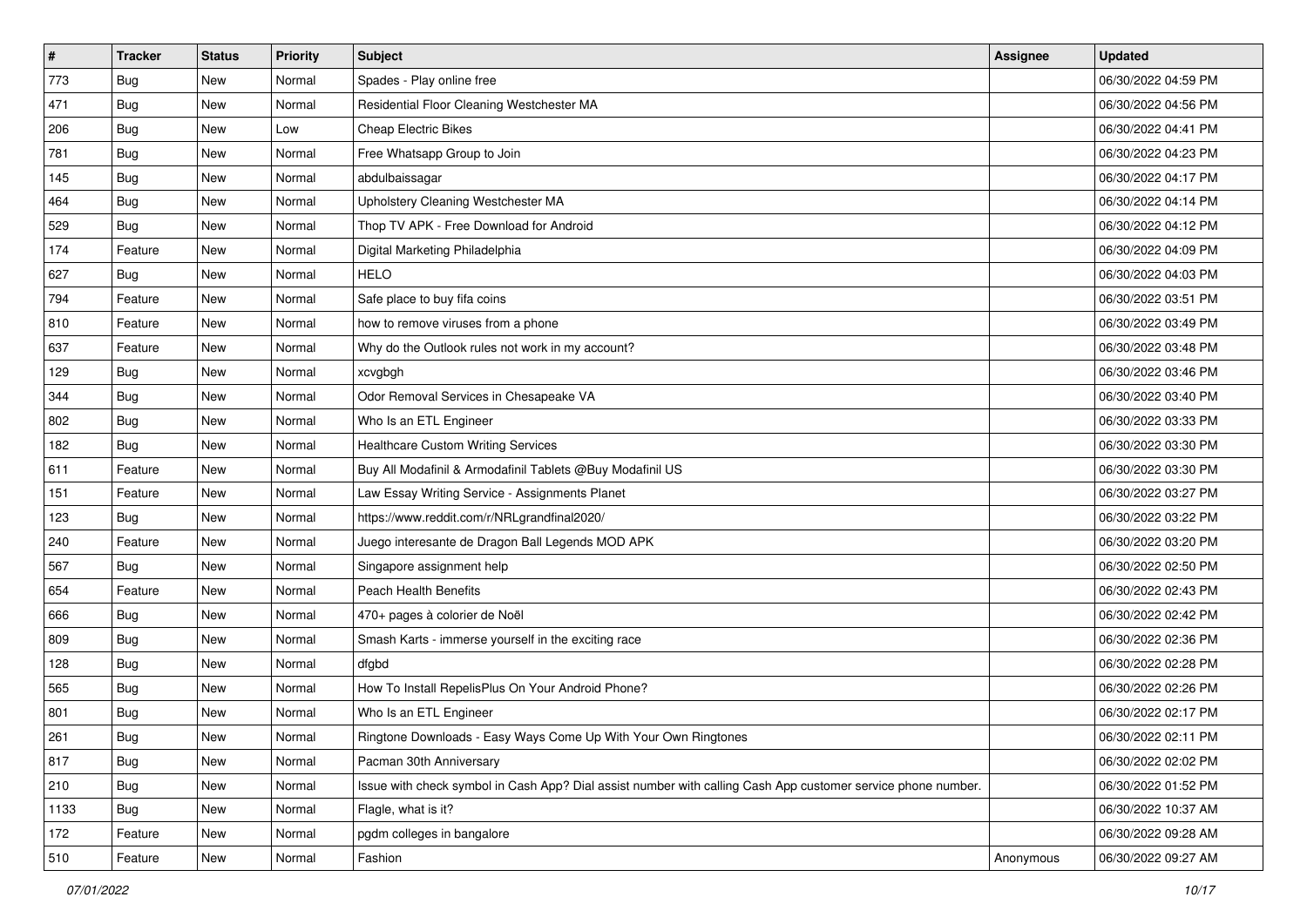| # | Tracker | Status | Priority | Subject | Assignee | Updated |
|---|---|---|---|---|---|---|
| 773 | Bug | New | Normal | Spades - Play online free | | 06/30/2022 04:59 PM |
| 471 | Bug | New | Normal | Residential Floor Cleaning Westchester MA | | 06/30/2022 04:56 PM |
| 206 | Bug | New | Low | Cheap Electric Bikes | | 06/30/2022 04:41 PM |
| 781 | Bug | New | Normal | Free Whatsapp Group to Join | | 06/30/2022 04:23 PM |
| 145 | Bug | New | Normal | abdulbaissagar | | 06/30/2022 04:17 PM |
| 464 | Bug | New | Normal | Upholstery Cleaning Westchester MA | | 06/30/2022 04:14 PM |
| 529 | Bug | New | Normal | Thop TV APK - Free Download for Android | | 06/30/2022 04:12 PM |
| 174 | Feature | New | Normal | Digital Marketing Philadelphia | | 06/30/2022 04:09 PM |
| 627 | Bug | New | Normal | HELO | | 06/30/2022 04:03 PM |
| 794 | Feature | New | Normal | Safe place to buy fifa coins | | 06/30/2022 03:51 PM |
| 810 | Feature | New | Normal | how to remove viruses from a phone | | 06/30/2022 03:49 PM |
| 637 | Feature | New | Normal | Why do the Outlook rules not work in my account? | | 06/30/2022 03:48 PM |
| 129 | Bug | New | Normal | xcvgbgh | | 06/30/2022 03:46 PM |
| 344 | Bug | New | Normal | Odor Removal Services in Chesapeake VA | | 06/30/2022 03:40 PM |
| 802 | Bug | New | Normal | Who Is an ETL Engineer | | 06/30/2022 03:33 PM |
| 182 | Bug | New | Normal | Healthcare Custom Writing Services | | 06/30/2022 03:30 PM |
| 611 | Feature | New | Normal | Buy All Modafinil & Armodafinil Tablets @Buy Modafinil US | | 06/30/2022 03:30 PM |
| 151 | Feature | New | Normal | Law Essay Writing Service - Assignments Planet | | 06/30/2022 03:27 PM |
| 123 | Bug | New | Normal | https://www.reddit.com/r/NRLgrandfinal2020/ | | 06/30/2022 03:22 PM |
| 240 | Feature | New | Normal | Juego interesante de Dragon Ball Legends MOD APK | | 06/30/2022 03:20 PM |
| 567 | Bug | New | Normal | Singapore assignment help | | 06/30/2022 02:50 PM |
| 654 | Feature | New | Normal | Peach Health Benefits | | 06/30/2022 02:43 PM |
| 666 | Bug | New | Normal | 470+ pages à colorier de Noël | | 06/30/2022 02:42 PM |
| 809 | Bug | New | Normal | Smash Karts - immerse yourself in the exciting race | | 06/30/2022 02:36 PM |
| 128 | Bug | New | Normal | dfgbd | | 06/30/2022 02:28 PM |
| 565 | Bug | New | Normal | How To Install RepelisPlus On Your Android Phone? | | 06/30/2022 02:26 PM |
| 801 | Bug | New | Normal | Who Is an ETL Engineer | | 06/30/2022 02:17 PM |
| 261 | Bug | New | Normal | Ringtone Downloads - Easy Ways Come Up With Your Own Ringtones | | 06/30/2022 02:11 PM |
| 817 | Bug | New | Normal | Pacman 30th Anniversary | | 06/30/2022 02:02 PM |
| 210 | Bug | New | Normal | Issue with check symbol in Cash App? Dial assist number with calling Cash App customer service phone number. | | 06/30/2022 01:52 PM |
| 1133 | Bug | New | Normal | Flagle, what is it? | | 06/30/2022 10:37 AM |
| 172 | Feature | New | Normal | pgdm colleges in bangalore | | 06/30/2022 09:28 AM |
| 510 | Feature | New | Normal | Fashion | Anonymous | 06/30/2022 09:27 AM |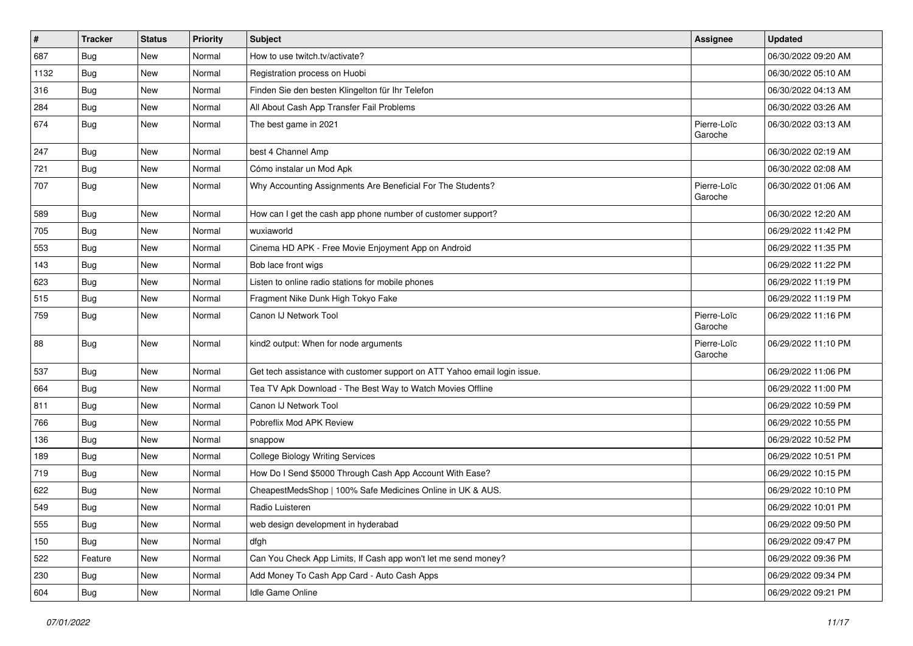| # | Tracker | Status | Priority | Subject | Assignee | Updated |
|---|---|---|---|---|---|---|
| 687 | Bug | New | Normal | How to use twitch.tv/activate? | | 06/30/2022 09:20 AM |
| 1132 | Bug | New | Normal | Registration process on Huobi | | 06/30/2022 05:10 AM |
| 316 | Bug | New | Normal | Finden Sie den besten Klingelton für Ihr Telefon | | 06/30/2022 04:13 AM |
| 284 | Bug | New | Normal | All About Cash App Transfer Fail Problems | | 06/30/2022 03:26 AM |
| 674 | Bug | New | Normal | The best game in 2021 | Pierre-Loïc Garoche | 06/30/2022 03:13 AM |
| 247 | Bug | New | Normal | best 4 Channel Amp | | 06/30/2022 02:19 AM |
| 721 | Bug | New | Normal | Cómo instalar un Mod Apk | | 06/30/2022 02:08 AM |
| 707 | Bug | New | Normal | Why Accounting Assignments Are Beneficial For The Students? | Pierre-Loïc Garoche | 06/30/2022 01:06 AM |
| 589 | Bug | New | Normal | How can I get the cash app phone number of customer support? | | 06/30/2022 12:20 AM |
| 705 | Bug | New | Normal | wuxiaworld | | 06/29/2022 11:42 PM |
| 553 | Bug | New | Normal | Cinema HD APK - Free Movie Enjoyment App on Android | | 06/29/2022 11:35 PM |
| 143 | Bug | New | Normal | Bob lace front wigs | | 06/29/2022 11:22 PM |
| 623 | Bug | New | Normal | Listen to online radio stations for mobile phones | | 06/29/2022 11:19 PM |
| 515 | Bug | New | Normal | Fragment Nike Dunk High Tokyo Fake | | 06/29/2022 11:19 PM |
| 759 | Bug | New | Normal | Canon IJ Network Tool | Pierre-Loïc Garoche | 06/29/2022 11:16 PM |
| 88 | Bug | New | Normal | kind2 output: When for node arguments | Pierre-Loïc Garoche | 06/29/2022 11:10 PM |
| 537 | Bug | New | Normal | Get tech assistance with customer support on ATT Yahoo email login issue. | | 06/29/2022 11:06 PM |
| 664 | Bug | New | Normal | Tea TV Apk Download - The Best Way to Watch Movies Offline | | 06/29/2022 11:00 PM |
| 811 | Bug | New | Normal | Canon IJ Network Tool | | 06/29/2022 10:59 PM |
| 766 | Bug | New | Normal | Pobreflix Mod APK Review | | 06/29/2022 10:55 PM |
| 136 | Bug | New | Normal | snappow | | 06/29/2022 10:52 PM |
| 189 | Bug | New | Normal | College Biology Writing Services | | 06/29/2022 10:51 PM |
| 719 | Bug | New | Normal | How Do I Send $5000 Through Cash App Account With Ease? | | 06/29/2022 10:15 PM |
| 622 | Bug | New | Normal | CheapestMedsShop \| 100% Safe Medicines Online in UK & AUS. | | 06/29/2022 10:10 PM |
| 549 | Bug | New | Normal | Radio Luisteren | | 06/29/2022 10:01 PM |
| 555 | Bug | New | Normal | web design development in hyderabad | | 06/29/2022 09:50 PM |
| 150 | Bug | New | Normal | dfgh | | 06/29/2022 09:47 PM |
| 522 | Feature | New | Normal | Can You Check App Limits, If Cash app won't let me send money? | | 06/29/2022 09:36 PM |
| 230 | Bug | New | Normal | Add Money To Cash App Card - Auto Cash Apps | | 06/29/2022 09:34 PM |
| 604 | Bug | New | Normal | Idle Game Online | | 06/29/2022 09:21 PM |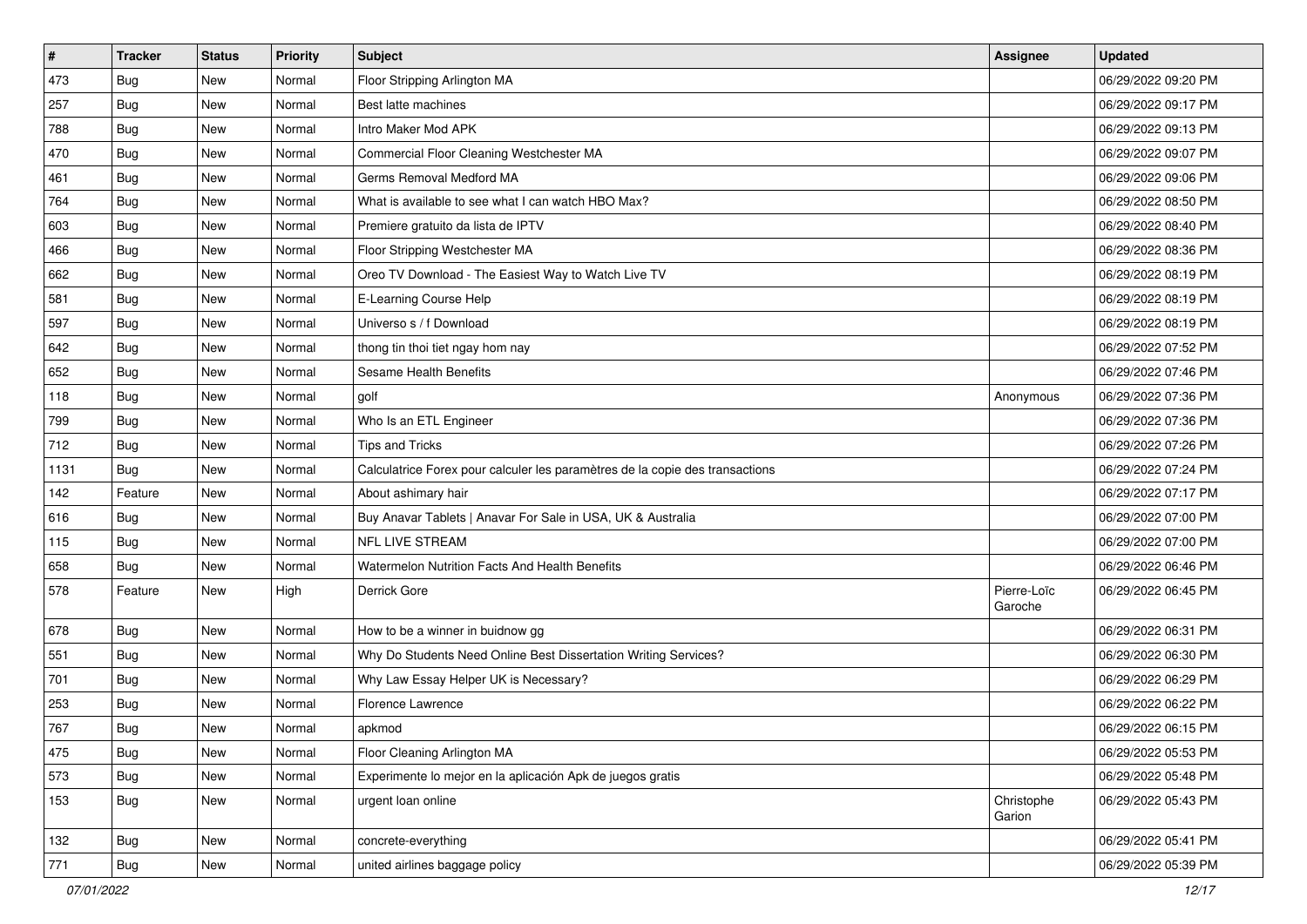| # | Tracker | Status | Priority | Subject | Assignee | Updated |
|---|---|---|---|---|---|---|
| 473 | Bug | New | Normal | Floor Stripping Arlington MA | | 06/29/2022 09:20 PM |
| 257 | Bug | New | Normal | Best latte machines | | 06/29/2022 09:17 PM |
| 788 | Bug | New | Normal | Intro Maker Mod APK | | 06/29/2022 09:13 PM |
| 470 | Bug | New | Normal | Commercial Floor Cleaning Westchester MA | | 06/29/2022 09:07 PM |
| 461 | Bug | New | Normal | Germs Removal Medford MA | | 06/29/2022 09:06 PM |
| 764 | Bug | New | Normal | What is available to see what I can watch HBO Max? | | 06/29/2022 08:50 PM |
| 603 | Bug | New | Normal | Premiere gratuito da lista de IPTV | | 06/29/2022 08:40 PM |
| 466 | Bug | New | Normal | Floor Stripping Westchester MA | | 06/29/2022 08:36 PM |
| 662 | Bug | New | Normal | Oreo TV Download - The Easiest Way to Watch Live TV | | 06/29/2022 08:19 PM |
| 581 | Bug | New | Normal | E-Learning Course Help | | 06/29/2022 08:19 PM |
| 597 | Bug | New | Normal | Universo s / f Download | | 06/29/2022 08:19 PM |
| 642 | Bug | New | Normal | thong tin thoi tiet ngay hom nay | | 06/29/2022 07:52 PM |
| 652 | Bug | New | Normal | Sesame Health Benefits | | 06/29/2022 07:46 PM |
| 118 | Bug | New | Normal | golf | Anonymous | 06/29/2022 07:36 PM |
| 799 | Bug | New | Normal | Who Is an ETL Engineer | | 06/29/2022 07:36 PM |
| 712 | Bug | New | Normal | Tips and Tricks | | 06/29/2022 07:26 PM |
| 1131 | Bug | New | Normal | Calculatrice Forex pour calculer les paramètres de la copie des transactions | | 06/29/2022 07:24 PM |
| 142 | Feature | New | Normal | About ashimary hair | | 06/29/2022 07:17 PM |
| 616 | Bug | New | Normal | Buy Anavar Tablets \| Anavar For Sale in USA, UK & Australia | | 06/29/2022 07:00 PM |
| 115 | Bug | New | Normal | NFL LIVE STREAM | | 06/29/2022 07:00 PM |
| 658 | Bug | New | Normal | Watermelon Nutrition Facts And Health Benefits | | 06/29/2022 06:46 PM |
| 578 | Feature | New | High | Derrick Gore | Pierre-Loïc Garoche | 06/29/2022 06:45 PM |
| 678 | Bug | New | Normal | How to be a winner in buidnow gg | | 06/29/2022 06:31 PM |
| 551 | Bug | New | Normal | Why Do Students Need Online Best Dissertation Writing Services? | | 06/29/2022 06:30 PM |
| 701 | Bug | New | Normal | Why Law Essay Helper UK is Necessary? | | 06/29/2022 06:29 PM |
| 253 | Bug | New | Normal | Florence Lawrence | | 06/29/2022 06:22 PM |
| 767 | Bug | New | Normal | apkmod | | 06/29/2022 06:15 PM |
| 475 | Bug | New | Normal | Floor Cleaning Arlington MA | | 06/29/2022 05:53 PM |
| 573 | Bug | New | Normal | Experimente lo mejor en la aplicación Apk de juegos gratis | | 06/29/2022 05:48 PM |
| 153 | Bug | New | Normal | urgent loan online | Christophe Garion | 06/29/2022 05:43 PM |
| 132 | Bug | New | Normal | concrete-everything | | 06/29/2022 05:41 PM |
| 771 | Bug | New | Normal | united airlines baggage policy | | 06/29/2022 05:39 PM |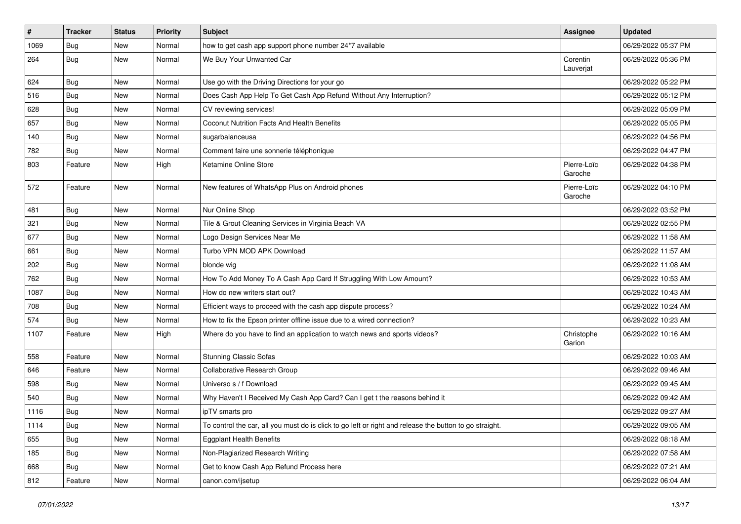| # | Tracker | Status | Priority | Subject | Assignee | Updated |
| --- | --- | --- | --- | --- | --- | --- |
| 1069 | Bug | New | Normal | how to get cash app support phone number 24*7 available | | 06/29/2022 05:37 PM |
| 264 | Bug | New | Normal | We Buy Your Unwanted Car | Corentin Lauverjat | 06/29/2022 05:36 PM |
| 624 | Bug | New | Normal | Use go with the Driving Directions for your go | | 06/29/2022 05:22 PM |
| 516 | Bug | New | Normal | Does Cash App Help To Get Cash App Refund Without Any Interruption? | | 06/29/2022 05:12 PM |
| 628 | Bug | New | Normal | CV reviewing services! | | 06/29/2022 05:09 PM |
| 657 | Bug | New | Normal | Coconut Nutrition Facts And Health Benefits | | 06/29/2022 05:05 PM |
| 140 | Bug | New | Normal | sugarbalanceusa | | 06/29/2022 04:56 PM |
| 782 | Bug | New | Normal | Comment faire une sonnerie téléphonique | | 06/29/2022 04:47 PM |
| 803 | Feature | New | High | Ketamine Online Store | Pierre-Loïc Garoche | 06/29/2022 04:38 PM |
| 572 | Feature | New | Normal | New features of WhatsApp Plus on Android phones | Pierre-Loïc Garoche | 06/29/2022 04:10 PM |
| 481 | Bug | New | Normal | Nur Online Shop | | 06/29/2022 03:52 PM |
| 321 | Bug | New | Normal | Tile & Grout Cleaning Services in Virginia Beach VA | | 06/29/2022 02:55 PM |
| 677 | Bug | New | Normal | Logo Design Services Near Me | | 06/29/2022 11:58 AM |
| 661 | Bug | New | Normal | Turbo VPN MOD APK Download | | 06/29/2022 11:57 AM |
| 202 | Bug | New | Normal | blonde wig | | 06/29/2022 11:08 AM |
| 762 | Bug | New | Normal | How To Add Money To A Cash App Card If Struggling With Low Amount? | | 06/29/2022 10:53 AM |
| 1087 | Bug | New | Normal | How do new writers start out? | | 06/29/2022 10:43 AM |
| 708 | Bug | New | Normal | Efficient ways to proceed with the cash app dispute process? | | 06/29/2022 10:24 AM |
| 574 | Bug | New | Normal | How to fix the Epson printer offline issue due to a wired connection? | | 06/29/2022 10:23 AM |
| 1107 | Feature | New | High | Where do you have to find an application to watch news and sports videos? | Christophe Garion | 06/29/2022 10:16 AM |
| 558 | Feature | New | Normal | Stunning Classic Sofas | | 06/29/2022 10:03 AM |
| 646 | Feature | New | Normal | Collaborative Research Group | | 06/29/2022 09:46 AM |
| 598 | Bug | New | Normal | Universo s / f Download | | 06/29/2022 09:45 AM |
| 540 | Bug | New | Normal | Why Haven't I Received My Cash App Card? Can I get t the reasons behind it | | 06/29/2022 09:42 AM |
| 1116 | Bug | New | Normal | ipTV smarts pro | | 06/29/2022 09:27 AM |
| 1114 | Bug | New | Normal | To control the car, all you must do is click to go left or right and release the button to go straight. | | 06/29/2022 09:05 AM |
| 655 | Bug | New | Normal | Eggplant Health Benefits | | 06/29/2022 08:18 AM |
| 185 | Bug | New | Normal | Non-Plagiarized Research Writing | | 06/29/2022 07:58 AM |
| 668 | Bug | New | Normal | Get to know Cash App Refund Process here | | 06/29/2022 07:21 AM |
| 812 | Feature | New | Normal | canon.com/ijsetup | | 06/29/2022 06:04 AM |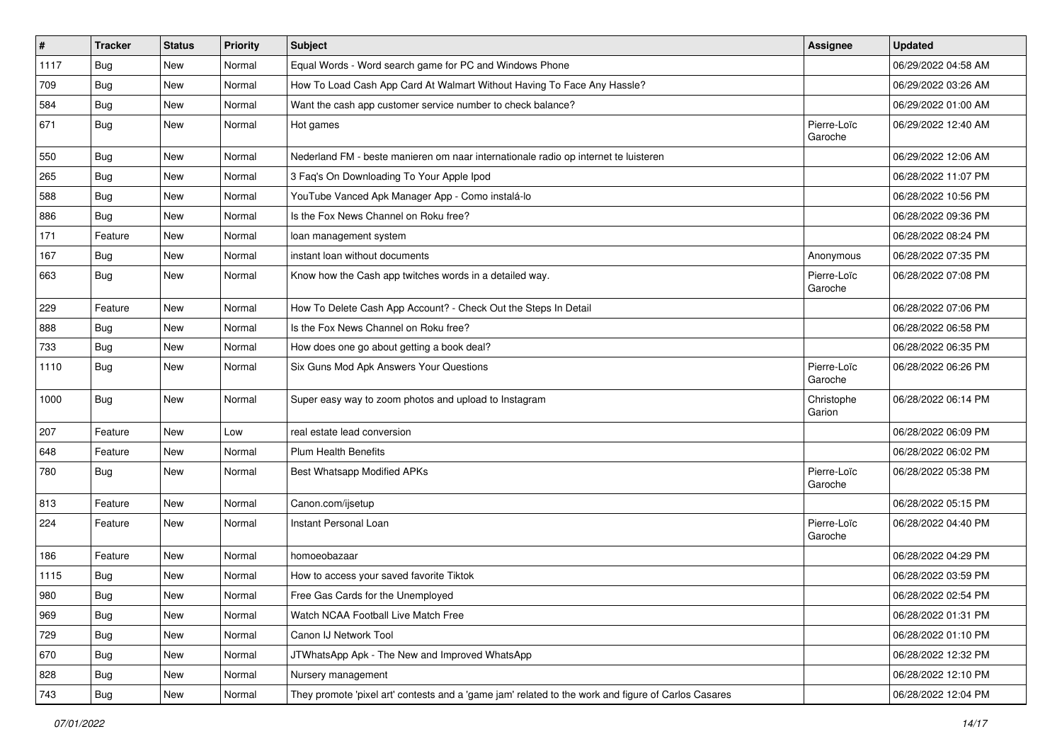| # | Tracker | Status | Priority | Subject | Assignee | Updated |
|---|---|---|---|---|---|---|
| 1117 | Bug | New | Normal | Equal Words - Word search game for PC and Windows Phone | | 06/29/2022 04:58 AM |
| 709 | Bug | New | Normal | How To Load Cash App Card At Walmart Without Having To Face Any Hassle? | | 06/29/2022 03:26 AM |
| 584 | Bug | New | Normal | Want the cash app customer service number to check balance? | | 06/29/2022 01:00 AM |
| 671 | Bug | New | Normal | Hot games | Pierre-Loïc Garoche | 06/29/2022 12:40 AM |
| 550 | Bug | New | Normal | Nederland FM - beste manieren om naar internationale radio op internet te luisteren | | 06/29/2022 12:06 AM |
| 265 | Bug | New | Normal | 3 Faq's On Downloading To Your Apple Ipod | | 06/28/2022 11:07 PM |
| 588 | Bug | New | Normal | YouTube Vanced Apk Manager App - Como instalá-lo | | 06/28/2022 10:56 PM |
| 886 | Bug | New | Normal | Is the Fox News Channel on Roku free? | | 06/28/2022 09:36 PM |
| 171 | Feature | New | Normal | loan management system | | 06/28/2022 08:24 PM |
| 167 | Bug | New | Normal | instant loan without documents | Anonymous | 06/28/2022 07:35 PM |
| 663 | Bug | New | Normal | Know how the Cash app twitches words in a detailed way. | Pierre-Loïc Garoche | 06/28/2022 07:08 PM |
| 229 | Feature | New | Normal | How To Delete Cash App Account? - Check Out the Steps In Detail | | 06/28/2022 07:06 PM |
| 888 | Bug | New | Normal | Is the Fox News Channel on Roku free? | | 06/28/2022 06:58 PM |
| 733 | Bug | New | Normal | How does one go about getting a book deal? | | 06/28/2022 06:35 PM |
| 1110 | Bug | New | Normal | Six Guns Mod Apk Answers Your Questions | Pierre-Loïc Garoche | 06/28/2022 06:26 PM |
| 1000 | Bug | New | Normal | Super easy way to zoom photos and upload to Instagram | Christophe Garion | 06/28/2022 06:14 PM |
| 207 | Feature | New | Low | real estate lead conversion | | 06/28/2022 06:09 PM |
| 648 | Feature | New | Normal | Plum Health Benefits | | 06/28/2022 06:02 PM |
| 780 | Bug | New | Normal | Best Whatsapp Modified APKs | Pierre-Loïc Garoche | 06/28/2022 05:38 PM |
| 813 | Feature | New | Normal | Canon.com/ijsetup | | 06/28/2022 05:15 PM |
| 224 | Feature | New | Normal | Instant Personal Loan | Pierre-Loïc Garoche | 06/28/2022 04:40 PM |
| 186 | Feature | New | Normal | homoeobazaar | | 06/28/2022 04:29 PM |
| 1115 | Bug | New | Normal | How to access your saved favorite Tiktok | | 06/28/2022 03:59 PM |
| 980 | Bug | New | Normal | Free Gas Cards for the Unemployed | | 06/28/2022 02:54 PM |
| 969 | Bug | New | Normal | Watch NCAA Football Live Match Free | | 06/28/2022 01:31 PM |
| 729 | Bug | New | Normal | Canon IJ Network Tool | | 06/28/2022 01:10 PM |
| 670 | Bug | New | Normal | JTWhatsApp Apk - The New and Improved WhatsApp | | 06/28/2022 12:32 PM |
| 828 | Bug | New | Normal | Nursery management | | 06/28/2022 12:10 PM |
| 743 | Bug | New | Normal | They promote 'pixel art' contests and a 'game jam' related to the work and figure of Carlos Casares | | 06/28/2022 12:04 PM |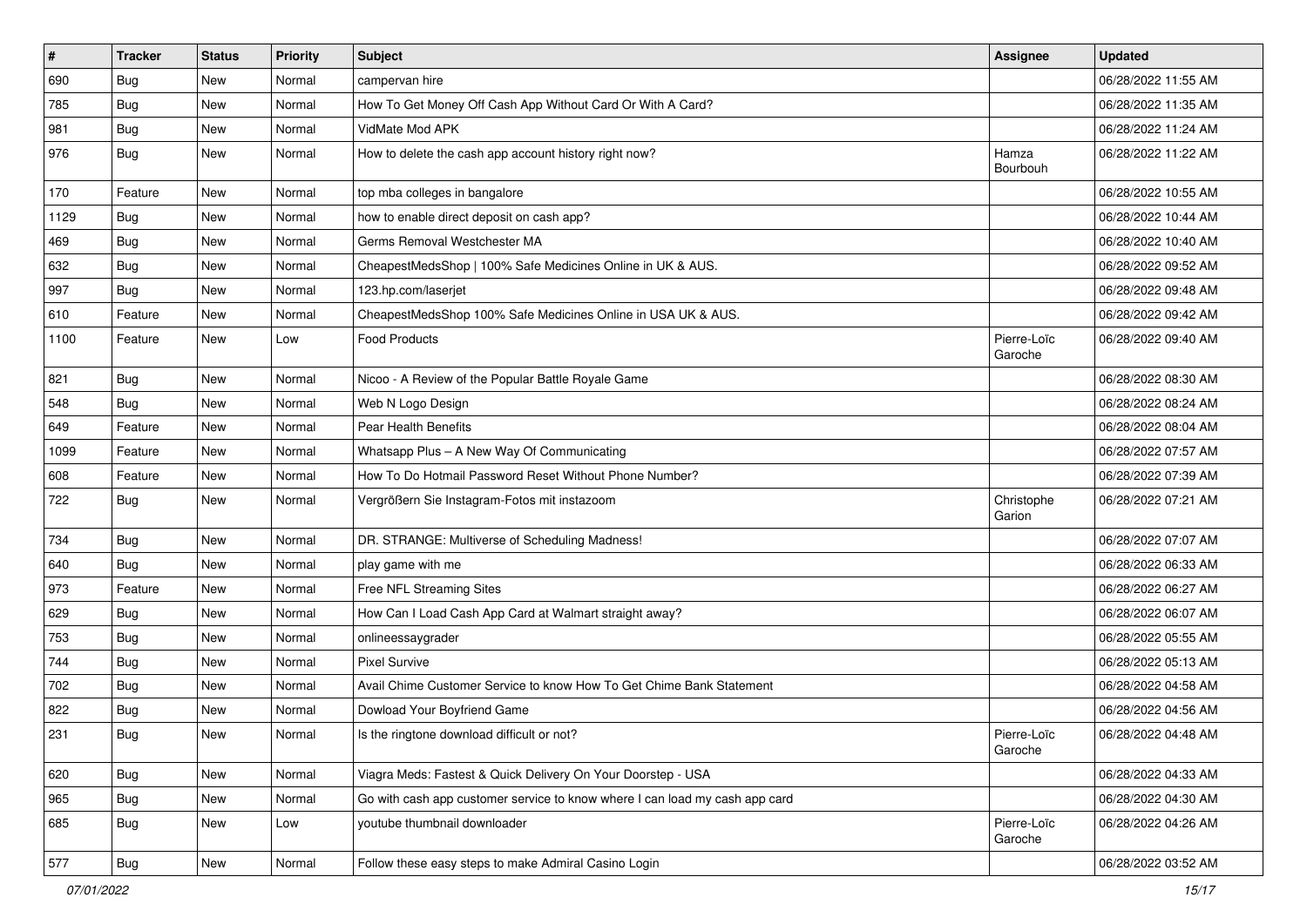| # | Tracker | Status | Priority | Subject | Assignee | Updated |
|---|---|---|---|---|---|---|
| 690 | Bug | New | Normal | campervan hire | | 06/28/2022 11:55 AM |
| 785 | Bug | New | Normal | How To Get Money Off Cash App Without Card Or With A Card? | | 06/28/2022 11:35 AM |
| 981 | Bug | New | Normal | VidMate Mod APK | | 06/28/2022 11:24 AM |
| 976 | Bug | New | Normal | How to delete the cash app account history right now? | Hamza Bourbouh | 06/28/2022 11:22 AM |
| 170 | Feature | New | Normal | top mba colleges in bangalore | | 06/28/2022 10:55 AM |
| 1129 | Bug | New | Normal | how to enable direct deposit on cash app? | | 06/28/2022 10:44 AM |
| 469 | Bug | New | Normal | Germs Removal Westchester MA | | 06/28/2022 10:40 AM |
| 632 | Bug | New | Normal | CheapestMedsShop \| 100% Safe Medicines Online in UK & AUS. | | 06/28/2022 09:52 AM |
| 997 | Bug | New | Normal | 123.hp.com/laserjet | | 06/28/2022 09:48 AM |
| 610 | Feature | New | Normal | CheapestMedsShop 100% Safe Medicines Online in USA UK & AUS. | | 06/28/2022 09:42 AM |
| 1100 | Feature | New | Low | Food Products | Pierre-Loïc Garoche | 06/28/2022 09:40 AM |
| 821 | Bug | New | Normal | Nicoo - A Review of the Popular Battle Royale Game | | 06/28/2022 08:30 AM |
| 548 | Bug | New | Normal | Web N Logo Design | | 06/28/2022 08:24 AM |
| 649 | Feature | New | Normal | Pear Health Benefits | | 06/28/2022 08:04 AM |
| 1099 | Feature | New | Normal | Whatsapp Plus – A New Way Of Communicating | | 06/28/2022 07:57 AM |
| 608 | Feature | New | Normal | How To Do Hotmail Password Reset Without Phone Number? | | 06/28/2022 07:39 AM |
| 722 | Bug | New | Normal | Vergrößern Sie Instagram-Fotos mit instazoom | Christophe Garion | 06/28/2022 07:21 AM |
| 734 | Bug | New | Normal | DR. STRANGE: Multiverse of Scheduling Madness! | | 06/28/2022 07:07 AM |
| 640 | Bug | New | Normal | play game with me | | 06/28/2022 06:33 AM |
| 973 | Feature | New | Normal | Free NFL Streaming Sites | | 06/28/2022 06:27 AM |
| 629 | Bug | New | Normal | How Can I Load Cash App Card at Walmart straight away? | | 06/28/2022 06:07 AM |
| 753 | Bug | New | Normal | onlineessaygrader | | 06/28/2022 05:55 AM |
| 744 | Bug | New | Normal | Pixel Survive | | 06/28/2022 05:13 AM |
| 702 | Bug | New | Normal | Avail Chime Customer Service to know How To Get Chime Bank Statement | | 06/28/2022 04:58 AM |
| 822 | Bug | New | Normal | Dowload Your Boyfriend Game | | 06/28/2022 04:56 AM |
| 231 | Bug | New | Normal | Is the ringtone download difficult or not? | Pierre-Loïc Garoche | 06/28/2022 04:48 AM |
| 620 | Bug | New | Normal | Viagra Meds: Fastest & Quick Delivery On Your Doorstep - USA | | 06/28/2022 04:33 AM |
| 965 | Bug | New | Normal | Go with cash app customer service to know where I can load my cash app card | | 06/28/2022 04:30 AM |
| 685 | Bug | New | Low | youtube thumbnail downloader | Pierre-Loïc Garoche | 06/28/2022 04:26 AM |
| 577 | Bug | New | Normal | Follow these easy steps to make Admiral Casino Login | | 06/28/2022 03:52 AM |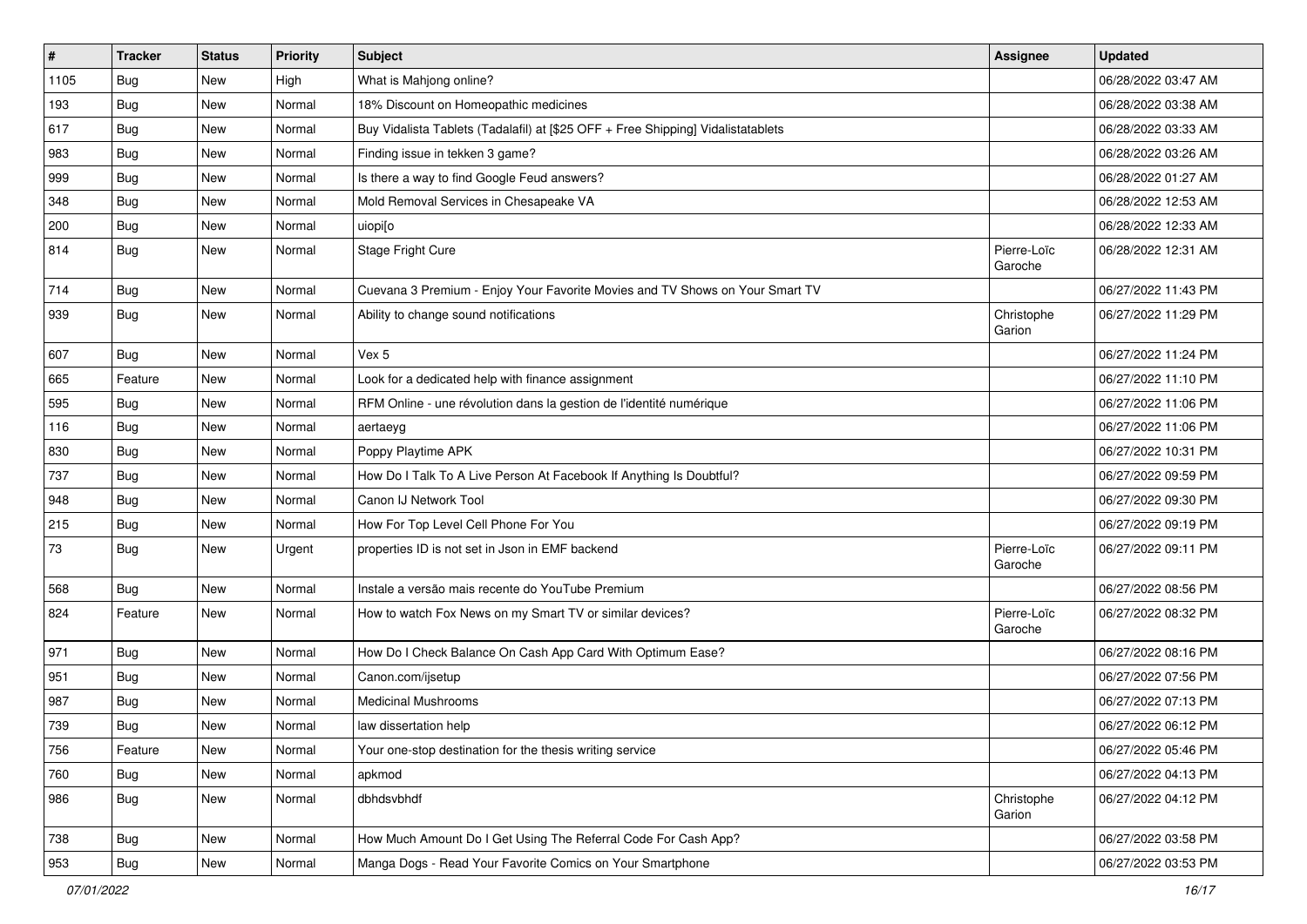| # | Tracker | Status | Priority | Subject | Assignee | Updated |
|---|---|---|---|---|---|---|
| 1105 | Bug | New | High | What is Mahjong online? | | 06/28/2022 03:47 AM |
| 193 | Bug | New | Normal | 18% Discount on Homeopathic medicines | | 06/28/2022 03:38 AM |
| 617 | Bug | New | Normal | Buy Vidalista Tablets (Tadalafil) at [$25 OFF + Free Shipping] Vidalistatablets | | 06/28/2022 03:33 AM |
| 983 | Bug | New | Normal | Finding issue in tekken 3 game? | | 06/28/2022 03:26 AM |
| 999 | Bug | New | Normal | Is there a way to find Google Feud answers? | | 06/28/2022 01:27 AM |
| 348 | Bug | New | Normal | Mold Removal Services in Chesapeake VA | | 06/28/2022 12:53 AM |
| 200 | Bug | New | Normal | uiopi[o | | 06/28/2022 12:33 AM |
| 814 | Bug | New | Normal | Stage Fright Cure | Pierre-Loïc Garoche | 06/28/2022 12:31 AM |
| 714 | Bug | New | Normal | Cuevana 3 Premium - Enjoy Your Favorite Movies and TV Shows on Your Smart TV | | 06/27/2022 11:43 PM |
| 939 | Bug | New | Normal | Ability to change sound notifications | Christophe Garion | 06/27/2022 11:29 PM |
| 607 | Bug | New | Normal | Vex 5 | | 06/27/2022 11:24 PM |
| 665 | Feature | New | Normal | Look for a dedicated help with finance assignment | | 06/27/2022 11:10 PM |
| 595 | Bug | New | Normal | RFM Online - une révolution dans la gestion de l'identité numérique | | 06/27/2022 11:06 PM |
| 116 | Bug | New | Normal | aertaeyg | | 06/27/2022 11:06 PM |
| 830 | Bug | New | Normal | Poppy Playtime APK | | 06/27/2022 10:31 PM |
| 737 | Bug | New | Normal | How Do I Talk To A Live Person At Facebook If Anything Is Doubtful? | | 06/27/2022 09:59 PM |
| 948 | Bug | New | Normal | Canon IJ Network Tool | | 06/27/2022 09:30 PM |
| 215 | Bug | New | Normal | How For Top Level Cell Phone For You | | 06/27/2022 09:19 PM |
| 73 | Bug | New | Urgent | properties ID is not set in Json in EMF backend | Pierre-Loïc Garoche | 06/27/2022 09:11 PM |
| 568 | Bug | New | Normal | Instale a versão mais recente do YouTube Premium | | 06/27/2022 08:56 PM |
| 824 | Feature | New | Normal | How to watch Fox News on my Smart TV or similar devices? | Pierre-Loïc Garoche | 06/27/2022 08:32 PM |
| 971 | Bug | New | Normal | How Do I Check Balance On Cash App Card With Optimum Ease? | | 06/27/2022 08:16 PM |
| 951 | Bug | New | Normal | Canon.com/ijsetup | | 06/27/2022 07:56 PM |
| 987 | Bug | New | Normal | Medicinal Mushrooms | | 06/27/2022 07:13 PM |
| 739 | Bug | New | Normal | law dissertation help | | 06/27/2022 06:12 PM |
| 756 | Feature | New | Normal | Your one-stop destination for the thesis writing service | | 06/27/2022 05:46 PM |
| 760 | Bug | New | Normal | apkmod | | 06/27/2022 04:13 PM |
| 986 | Bug | New | Normal | dbhdsvbhdf | Christophe Garion | 06/27/2022 04:12 PM |
| 738 | Bug | New | Normal | How Much Amount Do I Get Using The Referral Code For Cash App? | | 06/27/2022 03:58 PM |
| 953 | Bug | New | Normal | Manga Dogs - Read Your Favorite Comics on Your Smartphone | | 06/27/2022 03:53 PM |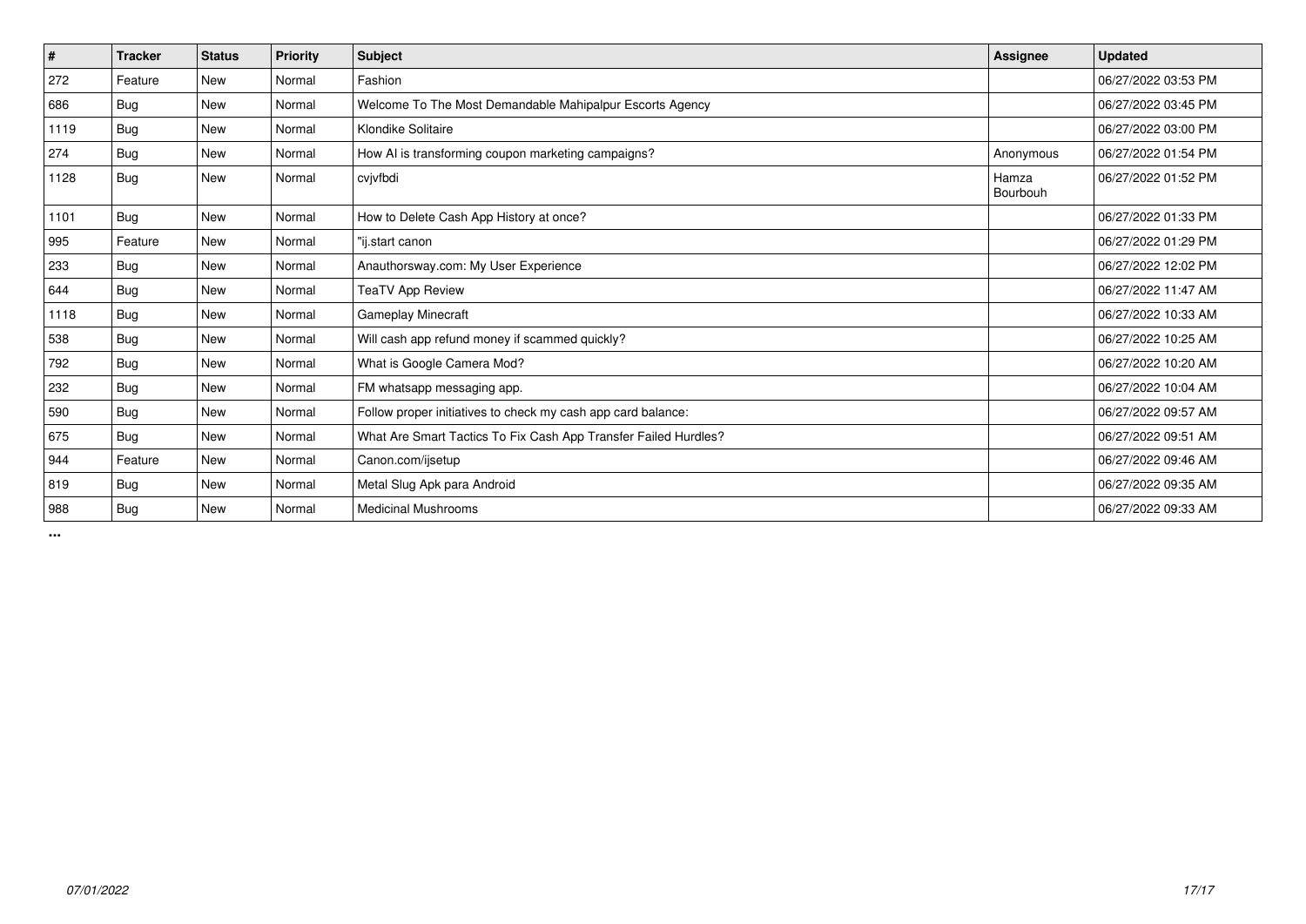| # | Tracker | Status | Priority | Subject | Assignee | Updated |
| --- | --- | --- | --- | --- | --- | --- |
| 272 | Feature | New | Normal | Fashion | | 06/27/2022 03:53 PM |
| 686 | Bug | New | Normal | Welcome To The Most Demandable Mahipalpur Escorts Agency | | 06/27/2022 03:45 PM |
| 1119 | Bug | New | Normal | Klondike Solitaire | | 06/27/2022 03:00 PM |
| 274 | Bug | New | Normal | How AI is transforming coupon marketing campaigns? | Anonymous | 06/27/2022 01:54 PM |
| 1128 | Bug | New | Normal | cvjvfbdi | Hamza Bourbouh | 06/27/2022 01:52 PM |
| 1101 | Bug | New | Normal | How to Delete Cash App History at once? | | 06/27/2022 01:33 PM |
| 995 | Feature | New | Normal | "ij.start canon | | 06/27/2022 01:29 PM |
| 233 | Bug | New | Normal | Anauthorsway.com: My User Experience | | 06/27/2022 12:02 PM |
| 644 | Bug | New | Normal | TeaTV App Review | | 06/27/2022 11:47 AM |
| 1118 | Bug | New | Normal | Gameplay Minecraft | | 06/27/2022 10:33 AM |
| 538 | Bug | New | Normal | Will cash app refund money if scammed quickly? | | 06/27/2022 10:25 AM |
| 792 | Bug | New | Normal | What is Google Camera Mod? | | 06/27/2022 10:20 AM |
| 232 | Bug | New | Normal | FM whatsapp messaging app. | | 06/27/2022 10:04 AM |
| 590 | Bug | New | Normal | Follow proper initiatives to check my cash app card balance: | | 06/27/2022 09:57 AM |
| 675 | Bug | New | Normal | What Are Smart Tactics To Fix Cash App Transfer Failed Hurdles? | | 06/27/2022 09:51 AM |
| 944 | Feature | New | Normal | Canon.com/ijsetup | | 06/27/2022 09:46 AM |
| 819 | Bug | New | Normal | Metal Slug Apk para Android | | 06/27/2022 09:35 AM |
| 988 | Bug | New | Normal | Medicinal Mushrooms | | 06/27/2022 09:33 AM |

...